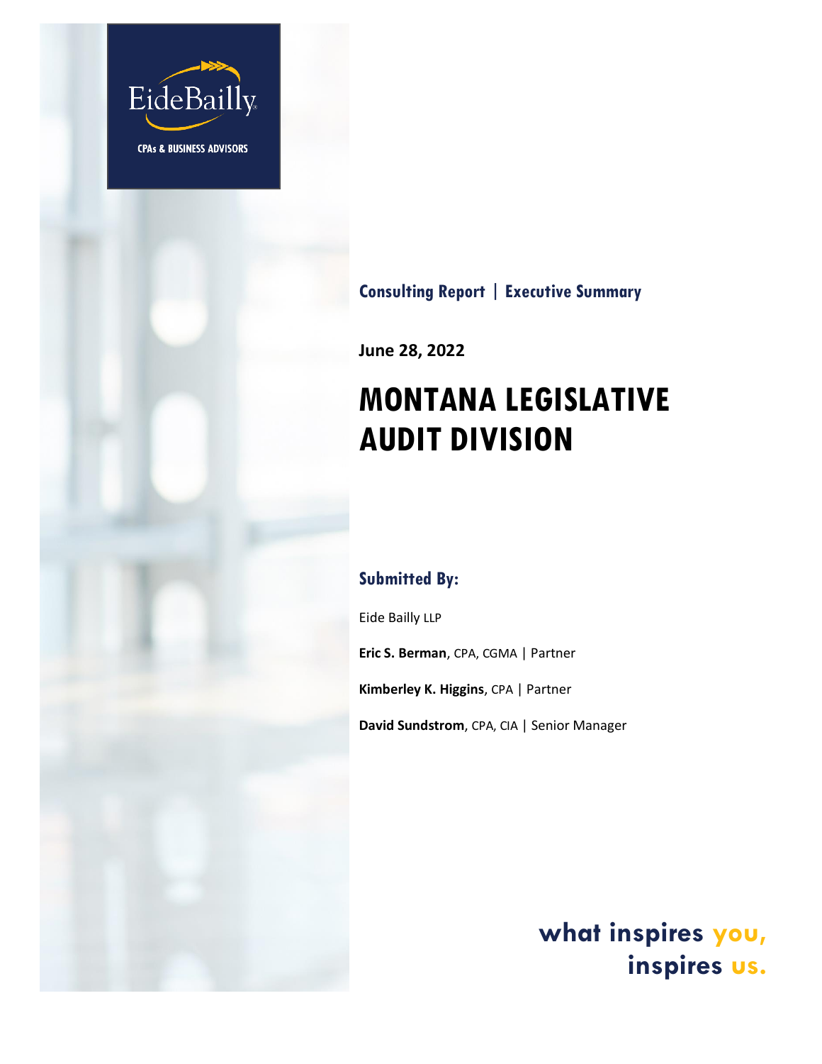EideBailly

CPAs & BUSINESS ADVISORS

**Consulting Report | Executive Summary**

**June 28, 2022**

# MONTANA LEGISLATIVE AUDIT DIVISION

## Submitted By:

Eide Bailly LLP

**Eric S. Berman**, CPA, CGMA | Partner

**Kimberley K. Higgins**, CPA | Partner

**David Sundstrom**, CPA, CIA | Senior Manager

**what inspires you, inspires us.**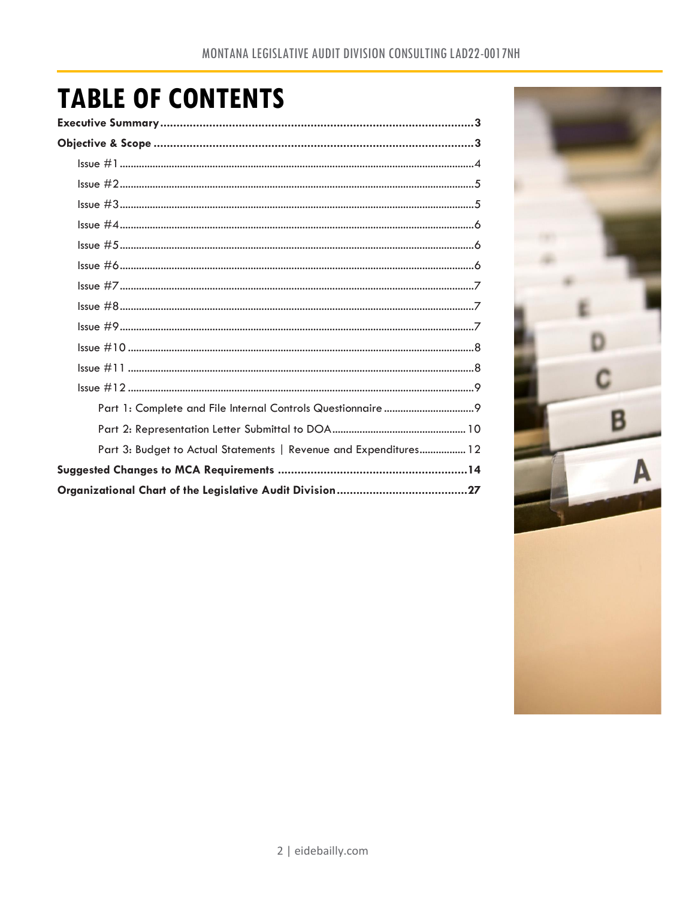# TABLE OF CONTENTS

- **Executive Summary** ..... 3
- **Objective & Scope** ..... 3
  - Issue #1 ..... 4
  - Issue #2 ..... 5
  - Issue #3 ..... 5
  - Issue #4 ..... 6
  - Issue #5 ..... 6
  - Issue #6 ..... 6
  - Issue #7 ..... 7
  - Issue #8 ..... 7
  - Issue #9 ..... 7
  - Issue #10 ..... 8
  - Issue #11 ..... 8
  - Issue #12 ..... 9
    - Part 1: Complete and File Internal Controls Questionnaire ..... 9
    - Part 2: Representation Letter Submittal to DOA ..... 10
    - Part 3: Budget to Actual Statements | Revenue and Expenditures ..... 12
- **Suggested Changes to MCA Requirements** ..... 14
- **Organizational Chart of the Legislative Audit Division** ..... 27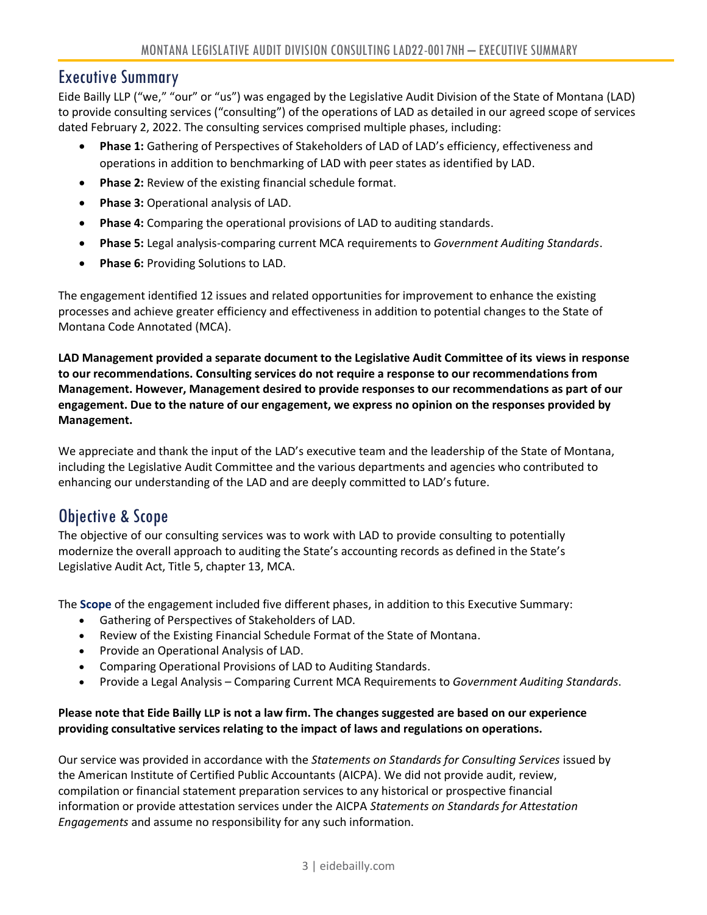## Executive Summary

Eide Bailly LLP ("we," "our" or "us") was engaged by the Legislative Audit Division of the State of Montana (LAD) to provide consulting services ("consulting") of the operations of LAD as detailed in our agreed scope of services dated February 2, 2022. The consulting services comprised multiple phases, including:

- **Phase 1:** Gathering of Perspectives of Stakeholders of LAD of LAD's efficiency, effectiveness and operations in addition to benchmarking of LAD with peer states as identified by LAD.
- **Phase 2:** Review of the existing financial schedule format.
- **Phase 3:** Operational analysis of LAD.
- **Phase 4:** Comparing the operational provisions of LAD to auditing standards.
- **Phase 5:** Legal analysis-comparing current MCA requirements to *Government Auditing Standards*.
- **Phase 6:** Providing Solutions to LAD.

The engagement identified 12 issues and related opportunities for improvement to enhance the existing processes and achieve greater efficiency and effectiveness in addition to potential changes to the State of Montana Code Annotated (MCA).

**LAD Management provided a separate document to the Legislative Audit Committee of its views in response to our recommendations. Consulting services do not require a response to our recommendations from Management. However, Management desired to provide responses to our recommendations as part of our engagement. Due to the nature of our engagement, we express no opinion on the responses provided by Management.**

We appreciate and thank the input of the LAD's executive team and the leadership of the State of Montana, including the Legislative Audit Committee and the various departments and agencies who contributed to enhancing our understanding of the LAD and are deeply committed to LAD's future.

## Objective & Scope

The objective of our consulting services was to work with LAD to provide consulting to potentially modernize the overall approach to auditing the State's accounting records as defined in the State's Legislative Audit Act, Title 5, chapter 13, MCA.

The **Scope** of the engagement included five different phases, in addition to this Executive Summary:

- Gathering of Perspectives of Stakeholders of LAD.
- Review of the Existing Financial Schedule Format of the State of Montana.
- Provide an Operational Analysis of LAD.
- Comparing Operational Provisions of LAD to Auditing Standards.
- Provide a Legal Analysis – Comparing Current MCA Requirements to *Government Auditing Standards*.

**Please note that Eide Bailly LLP is not a law firm. The changes suggested are based on our experience providing consultative services relating to the impact of laws and regulations on operations.**

Our service was provided in accordance with the *Statements on Standards for Consulting Services* issued by the American Institute of Certified Public Accountants (AICPA). We did not provide audit, review, compilation or financial statement preparation services to any historical or prospective financial information or provide attestation services under the AICPA *Statements on Standards for Attestation Engagements* and assume no responsibility for any such information.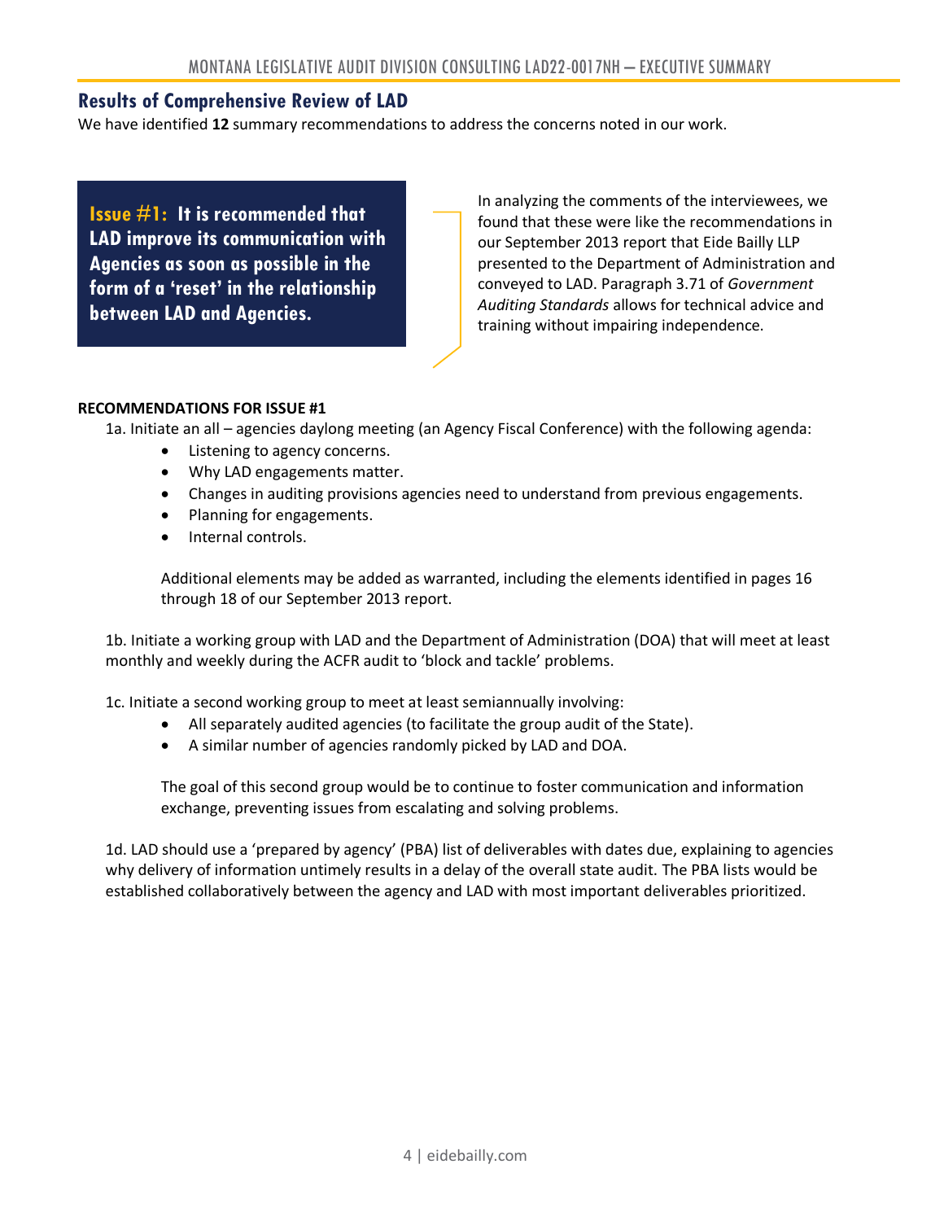## Results of Comprehensive Review of LAD

We have identified **12** summary recommendations to address the concerns noted in our work.

**Issue #1: It is recommended that LAD improve its communication with Agencies as soon as possible in the form of a 'reset' in the relationship between LAD and Agencies.**

In analyzing the comments of the interviewees, we found that these were like the recommendations in our September 2013 report that Eide Bailly LLP presented to the Department of Administration and conveyed to LAD. Paragraph 3.71 of *Government Auditing Standards* allows for technical advice and training without impairing independence.

**RECOMMENDATIONS FOR ISSUE #1**

1a. Initiate an all – agencies daylong meeting (an Agency Fiscal Conference) with the following agenda:

- Listening to agency concerns.
- Why LAD engagements matter.
- Changes in auditing provisions agencies need to understand from previous engagements.
- Planning for engagements.
- Internal controls.

Additional elements may be added as warranted, including the elements identified in pages 16 through 18 of our September 2013 report.

1b. Initiate a working group with LAD and the Department of Administration (DOA) that will meet at least monthly and weekly during the ACFR audit to 'block and tackle' problems.

1c. Initiate a second working group to meet at least semiannually involving:

- All separately audited agencies (to facilitate the group audit of the State).
- A similar number of agencies randomly picked by LAD and DOA.

The goal of this second group would be to continue to foster communication and information exchange, preventing issues from escalating and solving problems.

1d. LAD should use a 'prepared by agency' (PBA) list of deliverables with dates due, explaining to agencies why delivery of information untimely results in a delay of the overall state audit. The PBA lists would be established collaboratively between the agency and LAD with most important deliverables prioritized.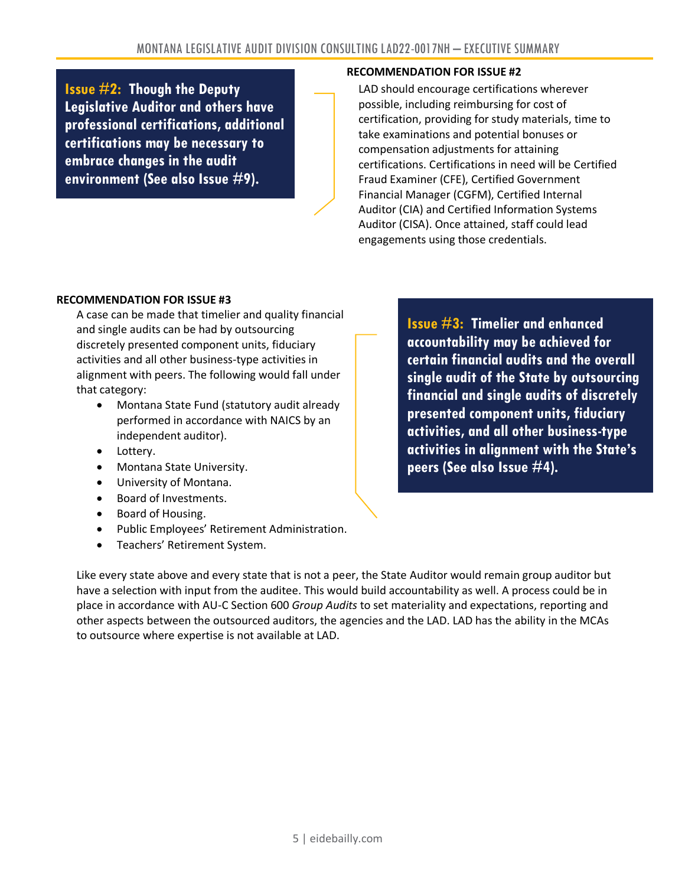**Issue #2: Though the Deputy Legislative Auditor and others have professional certifications, additional certifications may be necessary to embrace changes in the audit environment (See also Issue #9).**

**RECOMMENDATION FOR ISSUE #2**

LAD should encourage certifications wherever possible, including reimbursing for cost of certification, providing for study materials, time to take examinations and potential bonuses or compensation adjustments for attaining certifications. Certifications in need will be Certified Fraud Examiner (CFE), Certified Government Financial Manager (CGFM), Certified Internal Auditor (CIA) and Certified Information Systems Auditor (CISA). Once attained, staff could lead engagements using those credentials.

**Issue #3: Timelier and enhanced accountability may be achieved for certain financial audits and the overall single audit of the State by outsourcing financial and single audits of discretely presented component units, fiduciary activities, and all other business-type activities in alignment with the State's peers (See also Issue #4).**

**RECOMMENDATION FOR ISSUE #3**

A case can be made that timelier and quality financial and single audits can be had by outsourcing discretely presented component units, fiduciary activities and all other business-type activities in alignment with peers. The following would fall under that category:

- Montana State Fund (statutory audit already performed in accordance with NAICS by an independent auditor).
- Lottery.
- Montana State University.
- University of Montana.
- Board of Investments.
- Board of Housing.
- Public Employees' Retirement Administration.
- Teachers' Retirement System.

Like every state above and every state that is not a peer, the State Auditor would remain group auditor but have a selection with input from the auditee. This would build accountability as well. A process could be in place in accordance with AU-C Section 600 *Group Audits* to set materiality and expectations, reporting and other aspects between the outsourced auditors, the agencies and the LAD. LAD has the ability in the MCAs to outsource where expertise is not available at LAD.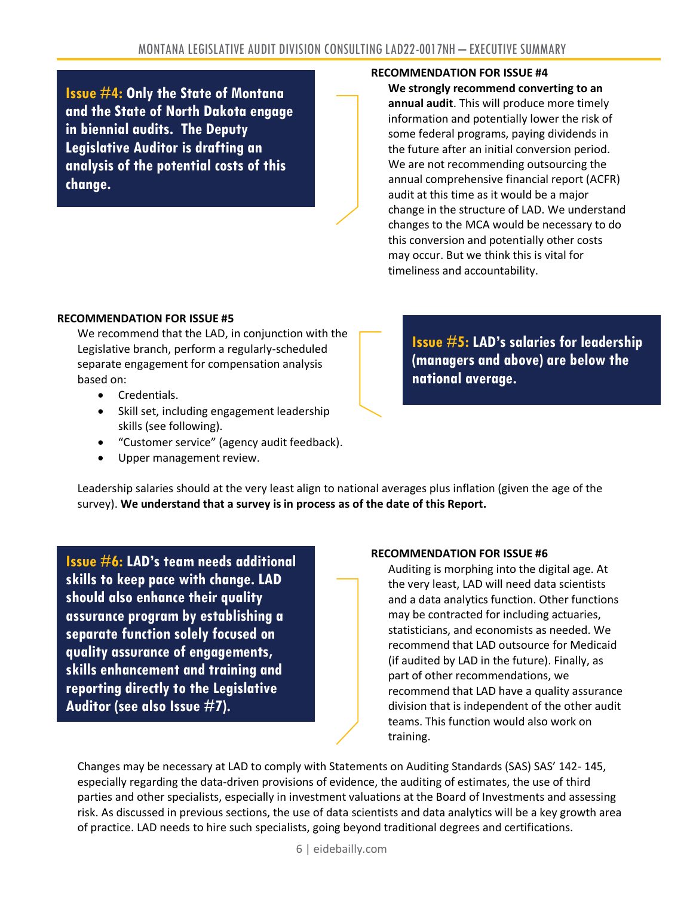**Issue #4: Only the State of Montana and the State of North Dakota engage in biennial audits. The Deputy Legislative Auditor is drafting an analysis of the potential costs of this change.**

**RECOMMENDATION FOR ISSUE #4**

**We strongly recommend converting to an annual audit**. This will produce more timely information and potentially lower the risk of some federal programs, paying dividends in the future after an initial conversion period. We are not recommending outsourcing the annual comprehensive financial report (ACFR) audit at this time as it would be a major change in the structure of LAD. We understand changes to the MCA would be necessary to do this conversion and potentially other costs may occur. But we think this is vital for timeliness and accountability.

**Issue #5: LAD's salaries for leadership (managers and above) are below the national average.**

**RECOMMENDATION FOR ISSUE #5**

We recommend that the LAD, in conjunction with the Legislative branch, perform a regularly-scheduled separate engagement for compensation analysis based on:

- Credentials.
- Skill set, including engagement leadership skills (see following).
- "Customer service" (agency audit feedback).
- Upper management review.

Leadership salaries should at the very least align to national averages plus inflation (given the age of the survey). **We understand that a survey is in process as of the date of this Report.**

**Issue #6: LAD's team needs additional skills to keep pace with change. LAD should also enhance their quality assurance program by establishing a separate function solely focused on quality assurance of engagements, skills enhancement and training and reporting directly to the Legislative Auditor (see also Issue #7).**

**RECOMMENDATION FOR ISSUE #6**

Auditing is morphing into the digital age. At the very least, LAD will need data scientists and a data analytics function. Other functions may be contracted for including actuaries, statisticians, and economists as needed. We recommend that LAD outsource for Medicaid (if audited by LAD in the future). Finally, as part of other recommendations, we recommend that LAD have a quality assurance division that is independent of the other audit teams. This function would also work on training.

Changes may be necessary at LAD to comply with Statements on Auditing Standards (SAS) SAS' 142- 145, especially regarding the data-driven provisions of evidence, the auditing of estimates, the use of third parties and other specialists, especially in investment valuations at the Board of Investments and assessing risk. As discussed in previous sections, the use of data scientists and data analytics will be a key growth area of practice. LAD needs to hire such specialists, going beyond traditional degrees and certifications.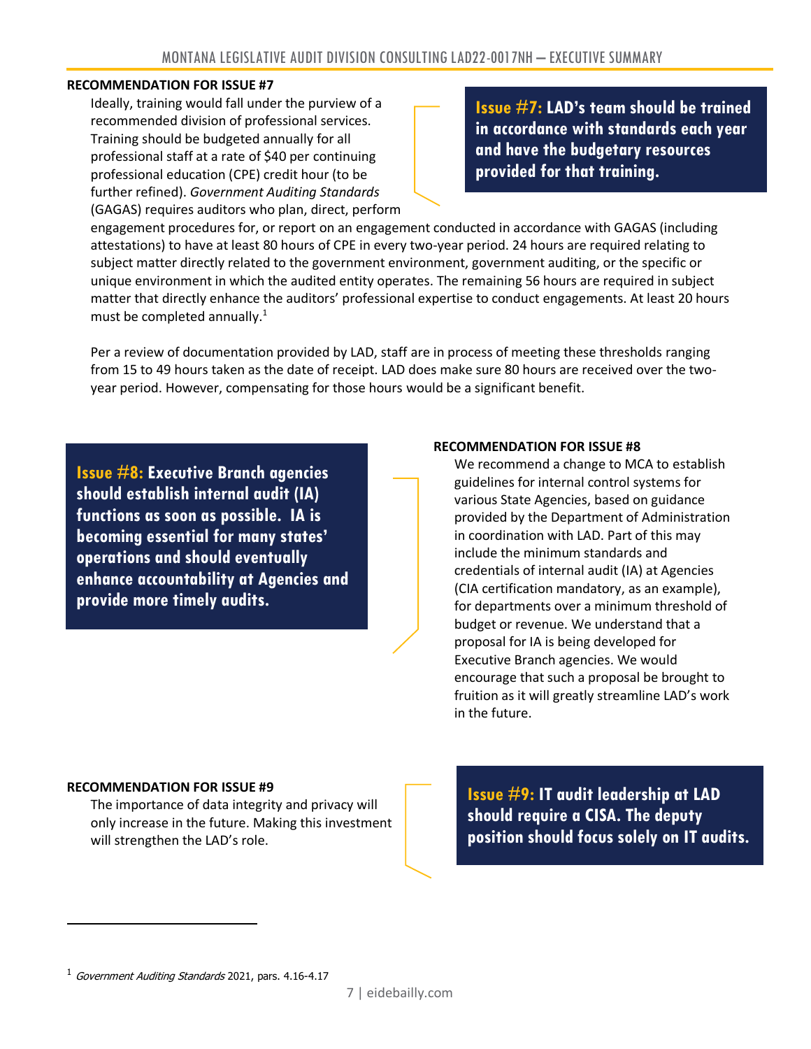**Issue #7: LAD's team should be trained in accordance with standards each year and have the budgetary resources provided for that training.**

**RECOMMENDATION FOR ISSUE #7**

Ideally, training would fall under the purview of a recommended division of professional services. Training should be budgeted annually for all professional staff at a rate of $40 per continuing professional education (CPE) credit hour (to be further refined). *Government Auditing Standards* (GAGAS) requires auditors who plan, direct, perform engagement procedures for, or report on an engagement conducted in accordance with GAGAS (including attestations) to have at least 80 hours of CPE in every two-year period. 24 hours are required relating to subject matter directly related to the government environment, government auditing, or the specific or unique environment in which the audited entity operates. The remaining 56 hours are required in subject matter that directly enhance the auditors' professional expertise to conduct engagements. At least 20 hours must be completed annually.[1]

Per a review of documentation provided by LAD, staff are in process of meeting these thresholds ranging from 15 to 49 hours taken as the date of receipt. LAD does make sure 80 hours are received over the two-year period. However, compensating for those hours would be a significant benefit.

**Issue #8: Executive Branch agencies should establish internal audit (IA) functions as soon as possible. IA is becoming essential for many states' operations and should eventually enhance accountability at Agencies and provide more timely audits.**

**RECOMMENDATION FOR ISSUE #8**

We recommend a change to MCA to establish guidelines for internal control systems for various State Agencies, based on guidance provided by the Department of Administration in coordination with LAD. Part of this may include the minimum standards and credentials of internal audit (IA) at Agencies (CIA certification mandatory, as an example), for departments over a minimum threshold of budget or revenue. We understand that a proposal for IA is being developed for Executive Branch agencies. We would encourage that such a proposal be brought to fruition as it will greatly streamline LAD's work in the future.

**Issue #9: IT audit leadership at LAD should require a CISA. The deputy position should focus solely on IT audits.**

**RECOMMENDATION FOR ISSUE #9**

The importance of data integrity and privacy will only increase in the future. Making this investment will strengthen the LAD's role.

---

[1] *Government Auditing Standards* 2021, pars. 4.16-4.17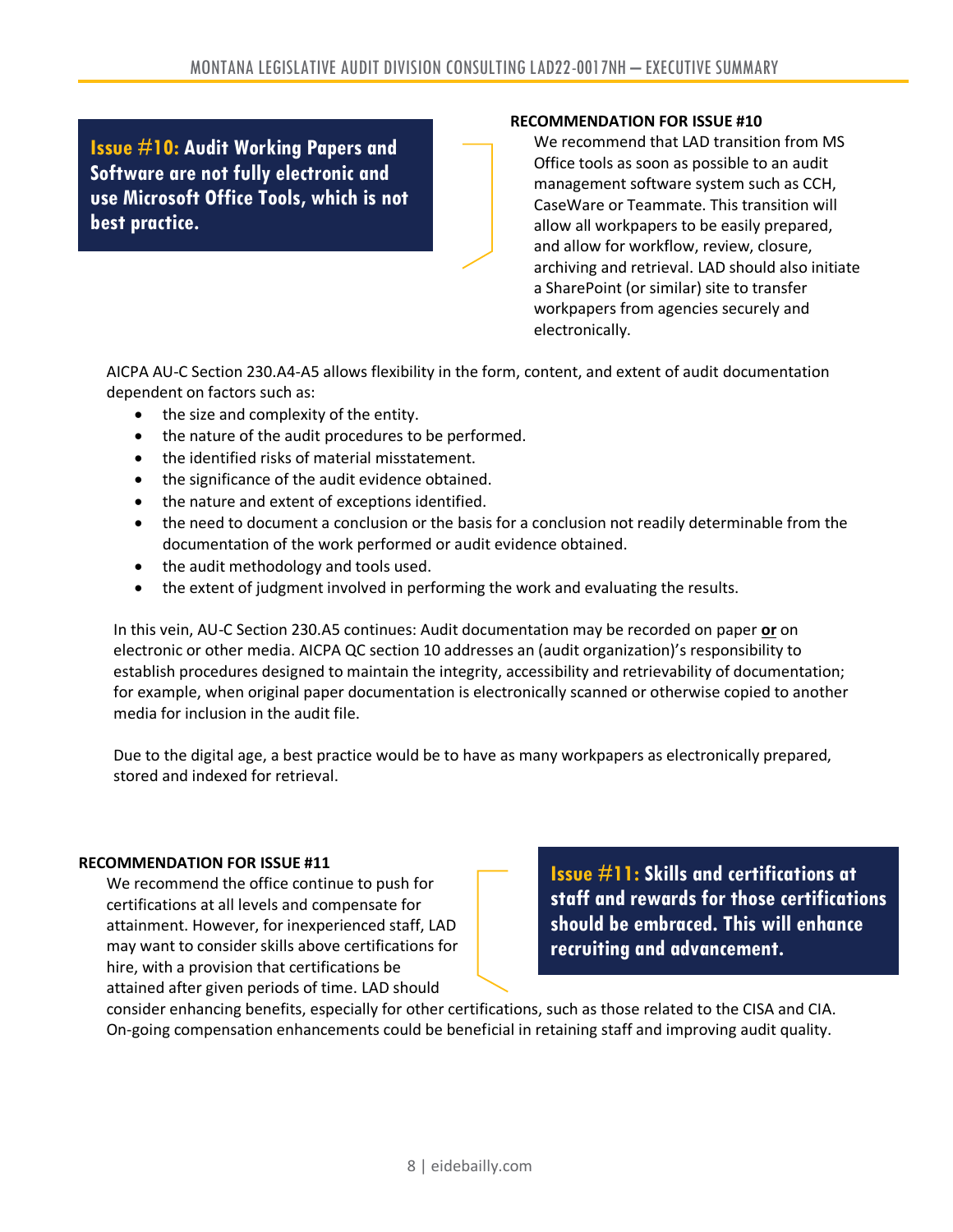**Issue #10: Audit Working Papers and Software are not fully electronic and use Microsoft Office Tools, which is not best practice.**

**RECOMMENDATION FOR ISSUE #10**

We recommend that LAD transition from MS Office tools as soon as possible to an audit management software system such as CCH, CaseWare or Teammate. This transition will allow all workpapers to be easily prepared, and allow for workflow, review, closure, archiving and retrieval. LAD should also initiate a SharePoint (or similar) site to transfer workpapers from agencies securely and electronically.

AICPA AU-C Section 230.A4-A5 allows flexibility in the form, content, and extent of audit documentation dependent on factors such as:

- the size and complexity of the entity.
- the nature of the audit procedures to be performed.
- the identified risks of material misstatement.
- the significance of the audit evidence obtained.
- the nature and extent of exceptions identified.
- the need to document a conclusion or the basis for a conclusion not readily determinable from the documentation of the work performed or audit evidence obtained.
- the audit methodology and tools used.
- the extent of judgment involved in performing the work and evaluating the results.

In this vein, AU-C Section 230.A5 continues: Audit documentation may be recorded on paper **or** on electronic or other media. AICPA QC section 10 addresses an (audit organization)'s responsibility to establish procedures designed to maintain the integrity, accessibility and retrievability of documentation; for example, when original paper documentation is electronically scanned or otherwise copied to another media for inclusion in the audit file.

Due to the digital age, a best practice would be to have as many workpapers as electronically prepared, stored and indexed for retrieval.

**Issue #11: Skills and certifications at staff and rewards for those certifications should be embraced. This will enhance recruiting and advancement.**

**RECOMMENDATION FOR ISSUE #11**

We recommend the office continue to push for certifications at all levels and compensate for attainment. However, for inexperienced staff, LAD may want to consider skills above certifications for hire, with a provision that certifications be attained after given periods of time. LAD should consider enhancing benefits, especially for other certifications, such as those related to the CISA and CIA. On-going compensation enhancements could be beneficial in retaining staff and improving audit quality.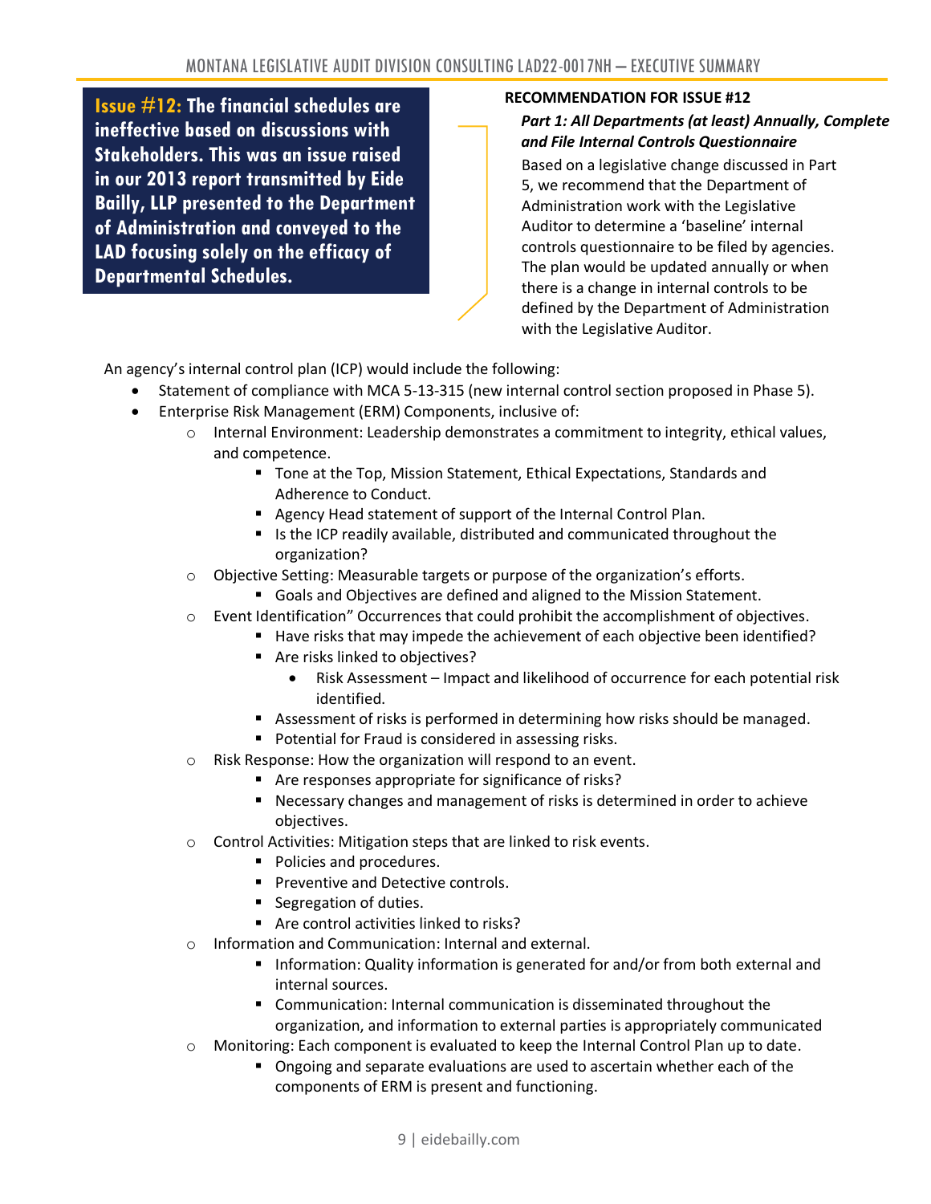**Issue #12: The financial schedules are ineffective based on discussions with Stakeholders. This was an issue raised in our 2013 report transmitted by Eide Bailly, LLP presented to the Department of Administration and conveyed to the LAD focusing solely on the efficacy of Departmental Schedules.**

**RECOMMENDATION FOR ISSUE #12**

***Part 1: All Departments (at least) Annually, Complete and File Internal Controls Questionnaire***

Based on a legislative change discussed in Part 5, we recommend that the Department of Administration work with the Legislative Auditor to determine a 'baseline' internal controls questionnaire to be filed by agencies. The plan would be updated annually or when there is a change in internal controls to be defined by the Department of Administration with the Legislative Auditor.

An agency's internal control plan (ICP) would include the following:

- Statement of compliance with MCA 5-13-315 (new internal control section proposed in Phase 5).
- Enterprise Risk Management (ERM) Components, inclusive of:
    - Internal Environment: Leadership demonstrates a commitment to integrity, ethical values, and competence.
        - Tone at the Top, Mission Statement, Ethical Expectations, Standards and Adherence to Conduct.
        - Agency Head statement of support of the Internal Control Plan.
        - Is the ICP readily available, distributed and communicated throughout the organization?
    - Objective Setting: Measurable targets or purpose of the organization's efforts.
        - Goals and Objectives are defined and aligned to the Mission Statement.
    - Event Identification" Occurrences that could prohibit the accomplishment of objectives.
        - Have risks that may impede the achievement of each objective been identified?
        - Are risks linked to objectives?
            - Risk Assessment – Impact and likelihood of occurrence for each potential risk identified.
        - Assessment of risks is performed in determining how risks should be managed.
        - Potential for Fraud is considered in assessing risks.
    - Risk Response: How the organization will respond to an event.
        - Are responses appropriate for significance of risks?
        - Necessary changes and management of risks is determined in order to achieve objectives.
    - Control Activities: Mitigation steps that are linked to risk events.
        - Policies and procedures.
        - Preventive and Detective controls.
        - Segregation of duties.
        - Are control activities linked to risks?
    - Information and Communication: Internal and external.
        - Information: Quality information is generated for and/or from both external and internal sources.
        - Communication: Internal communication is disseminated throughout the organization, and information to external parties is appropriately communicated
    - Monitoring: Each component is evaluated to keep the Internal Control Plan up to date.
        - Ongoing and separate evaluations are used to ascertain whether each of the components of ERM is present and functioning.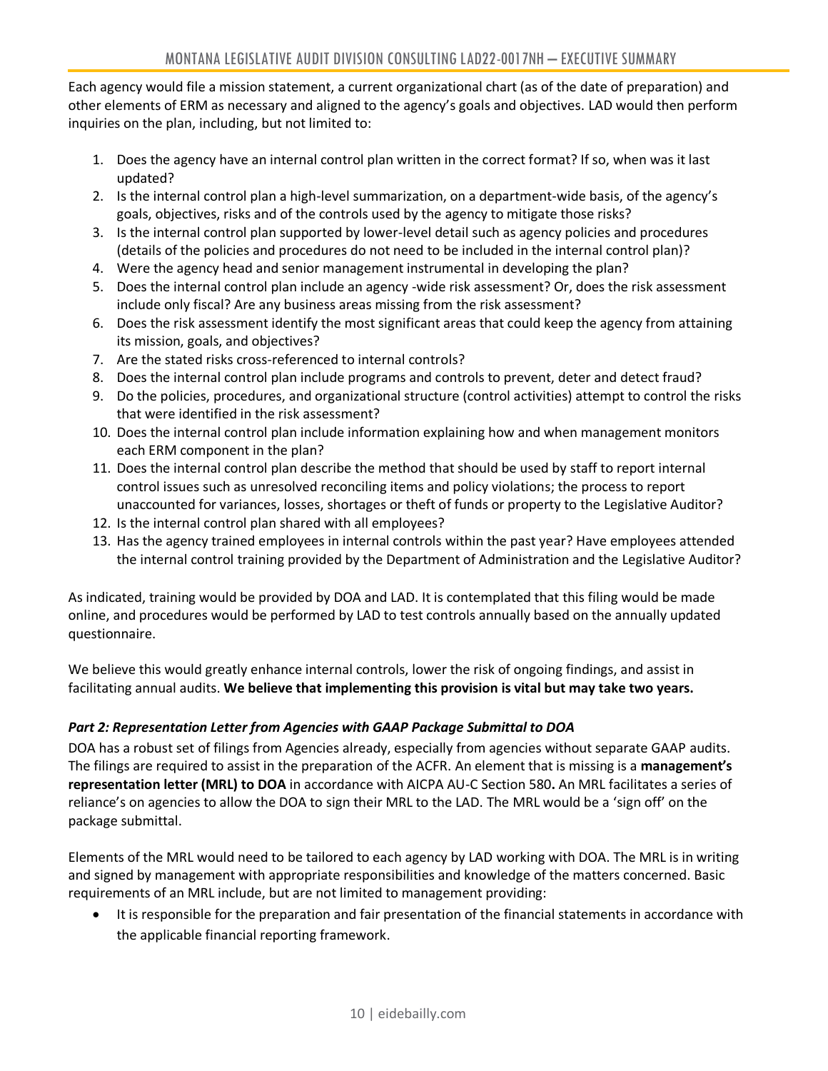Each agency would file a mission statement, a current organizational chart (as of the date of preparation) and other elements of ERM as necessary and aligned to the agency's goals and objectives. LAD would then perform inquiries on the plan, including, but not limited to:

1. Does the agency have an internal control plan written in the correct format? If so, when was it last updated?
2. Is the internal control plan a high-level summarization, on a department-wide basis, of the agency's goals, objectives, risks and of the controls used by the agency to mitigate those risks?
3. Is the internal control plan supported by lower-level detail such as agency policies and procedures (details of the policies and procedures do not need to be included in the internal control plan)?
4. Were the agency head and senior management instrumental in developing the plan?
5. Does the internal control plan include an agency -wide risk assessment? Or, does the risk assessment include only fiscal? Are any business areas missing from the risk assessment?
6. Does the risk assessment identify the most significant areas that could keep the agency from attaining its mission, goals, and objectives?
7. Are the stated risks cross-referenced to internal controls?
8. Does the internal control plan include programs and controls to prevent, deter and detect fraud?
9. Do the policies, procedures, and organizational structure (control activities) attempt to control the risks that were identified in the risk assessment?
10. Does the internal control plan include information explaining how and when management monitors each ERM component in the plan?
11. Does the internal control plan describe the method that should be used by staff to report internal control issues such as unresolved reconciling items and policy violations; the process to report unaccounted for variances, losses, shortages or theft of funds or property to the Legislative Auditor?
12. Is the internal control plan shared with all employees?
13. Has the agency trained employees in internal controls within the past year? Have employees attended the internal control training provided by the Department of Administration and the Legislative Auditor?

As indicated, training would be provided by DOA and LAD. It is contemplated that this filing would be made online, and procedures would be performed by LAD to test controls annually based on the annually updated questionnaire.

We believe this would greatly enhance internal controls, lower the risk of ongoing findings, and assist in facilitating annual audits. **We believe that implementing this provision is vital but may take two years.**

***Part 2: Representation Letter from Agencies with GAAP Package Submittal to DOA***

DOA has a robust set of filings from Agencies already, especially from agencies without separate GAAP audits. The filings are required to assist in the preparation of the ACFR. An element that is missing is a **management's representation letter (MRL) to DOA** in accordance with AICPA AU-C Section 580**.** An MRL facilitates a series of reliance's on agencies to allow the DOA to sign their MRL to the LAD. The MRL would be a 'sign off' on the package submittal.

Elements of the MRL would need to be tailored to each agency by LAD working with DOA. The MRL is in writing and signed by management with appropriate responsibilities and knowledge of the matters concerned. Basic requirements of an MRL include, but are not limited to management providing:

- It is responsible for the preparation and fair presentation of the financial statements in accordance with the applicable financial reporting framework.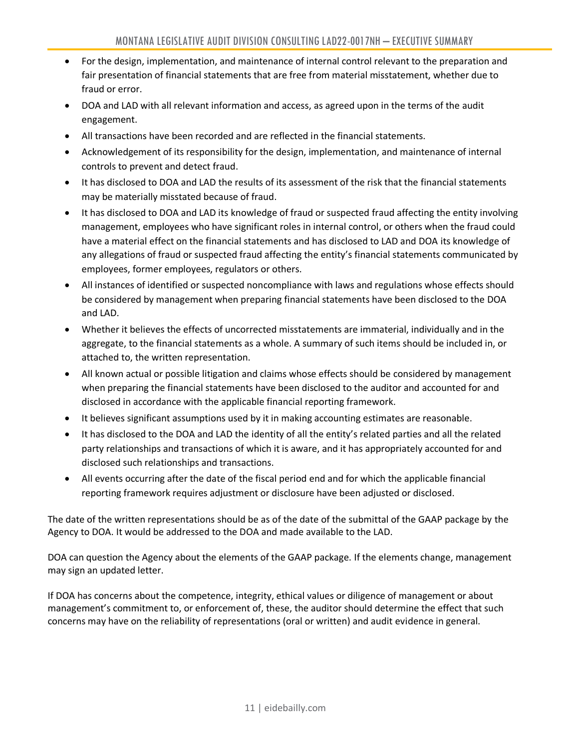- For the design, implementation, and maintenance of internal control relevant to the preparation and fair presentation of financial statements that are free from material misstatement, whether due to fraud or error.
- DOA and LAD with all relevant information and access, as agreed upon in the terms of the audit engagement.
- All transactions have been recorded and are reflected in the financial statements.
- Acknowledgement of its responsibility for the design, implementation, and maintenance of internal controls to prevent and detect fraud.
- It has disclosed to DOA and LAD the results of its assessment of the risk that the financial statements may be materially misstated because of fraud.
- It has disclosed to DOA and LAD its knowledge of fraud or suspected fraud affecting the entity involving management, employees who have significant roles in internal control, or others when the fraud could have a material effect on the financial statements and has disclosed to LAD and DOA its knowledge of any allegations of fraud or suspected fraud affecting the entity's financial statements communicated by employees, former employees, regulators or others.
- All instances of identified or suspected noncompliance with laws and regulations whose effects should be considered by management when preparing financial statements have been disclosed to the DOA and LAD.
- Whether it believes the effects of uncorrected misstatements are immaterial, individually and in the aggregate, to the financial statements as a whole. A summary of such items should be included in, or attached to, the written representation.
- All known actual or possible litigation and claims whose effects should be considered by management when preparing the financial statements have been disclosed to the auditor and accounted for and disclosed in accordance with the applicable financial reporting framework.
- It believes significant assumptions used by it in making accounting estimates are reasonable.
- It has disclosed to the DOA and LAD the identity of all the entity's related parties and all the related party relationships and transactions of which it is aware, and it has appropriately accounted for and disclosed such relationships and transactions.
- All events occurring after the date of the fiscal period end and for which the applicable financial reporting framework requires adjustment or disclosure have been adjusted or disclosed.

The date of the written representations should be as of the date of the submittal of the GAAP package by the Agency to DOA. It would be addressed to the DOA and made available to the LAD.

DOA can question the Agency about the elements of the GAAP package. If the elements change, management may sign an updated letter.

If DOA has concerns about the competence, integrity, ethical values or diligence of management or about management's commitment to, or enforcement of, these, the auditor should determine the effect that such concerns may have on the reliability of representations (oral or written) and audit evidence in general.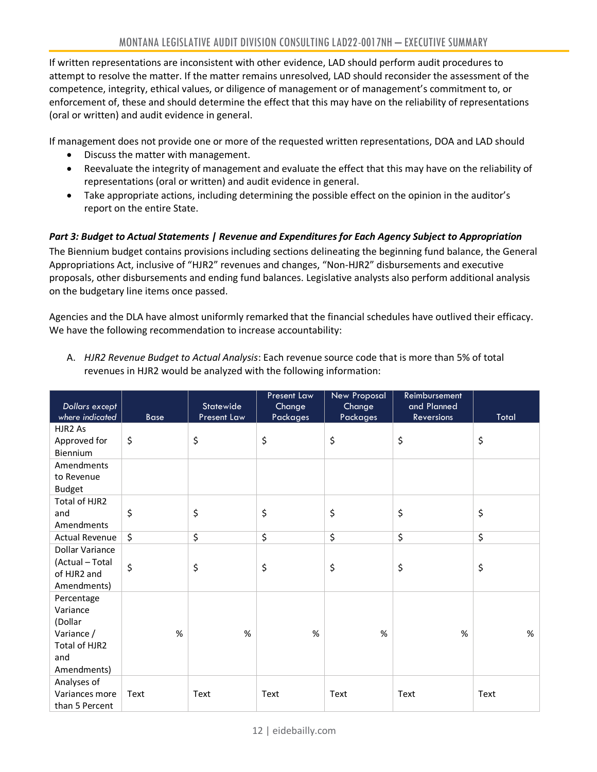If written representations are inconsistent with other evidence, LAD should perform audit procedures to attempt to resolve the matter. If the matter remains unresolved, LAD should reconsider the assessment of the competence, integrity, ethical values, or diligence of management or of management's commitment to, or enforcement of, these and should determine the effect that this may have on the reliability of representations (oral or written) and audit evidence in general.

If management does not provide one or more of the requested written representations, DOA and LAD should

- Discuss the matter with management.
- Reevaluate the integrity of management and evaluate the effect that this may have on the reliability of representations (oral or written) and audit evidence in general.
- Take appropriate actions, including determining the possible effect on the opinion in the auditor's report on the entire State.

***Part 3: Budget to Actual Statements | Revenue and Expenditures for Each Agency Subject to Appropriation***

The Biennium budget contains provisions including sections delineating the beginning fund balance, the General Appropriations Act, inclusive of "HJR2" revenues and changes, "Non-HJR2" disbursements and executive proposals, other disbursements and ending fund balances. Legislative analysts also perform additional analysis on the budgetary line items once passed.

Agencies and the DLA have almost uniformly remarked that the financial schedules have outlived their efficacy. We have the following recommendation to increase accountability:

A. *HJR2 Revenue Budget to Actual Analysis*: Each revenue source code that is more than 5% of total revenues in HJR2 would be analyzed with the following information:

| *Dollars except where indicated* | Base | Statewide Present Law | Present Law Change Packages | New Proposal Change Packages | Reimbursement and Planned Reversions | Total |
|---|---|---|---|---|---|---|
| HJR2 As Approved for Biennium | $ | $ | $ | $ | $ | $ |
| Amendments to Revenue Budget | | | | | | |
| Total of HJR2 and Amendments | $ | $ | $ | $ | $ | $ |
| Actual Revenue | $ | $ | $ | $ | $ | $ |
| Dollar Variance (Actual – Total of HJR2 and Amendments) | $ | $ | $ | $ | $ | $ |
| Percentage Variance (Dollar Variance / Total of HJR2 and Amendments) | % | % | % | % | % | % |
| Analyses of Variances more than 5 Percent | Text | Text | Text | Text | Text | Text |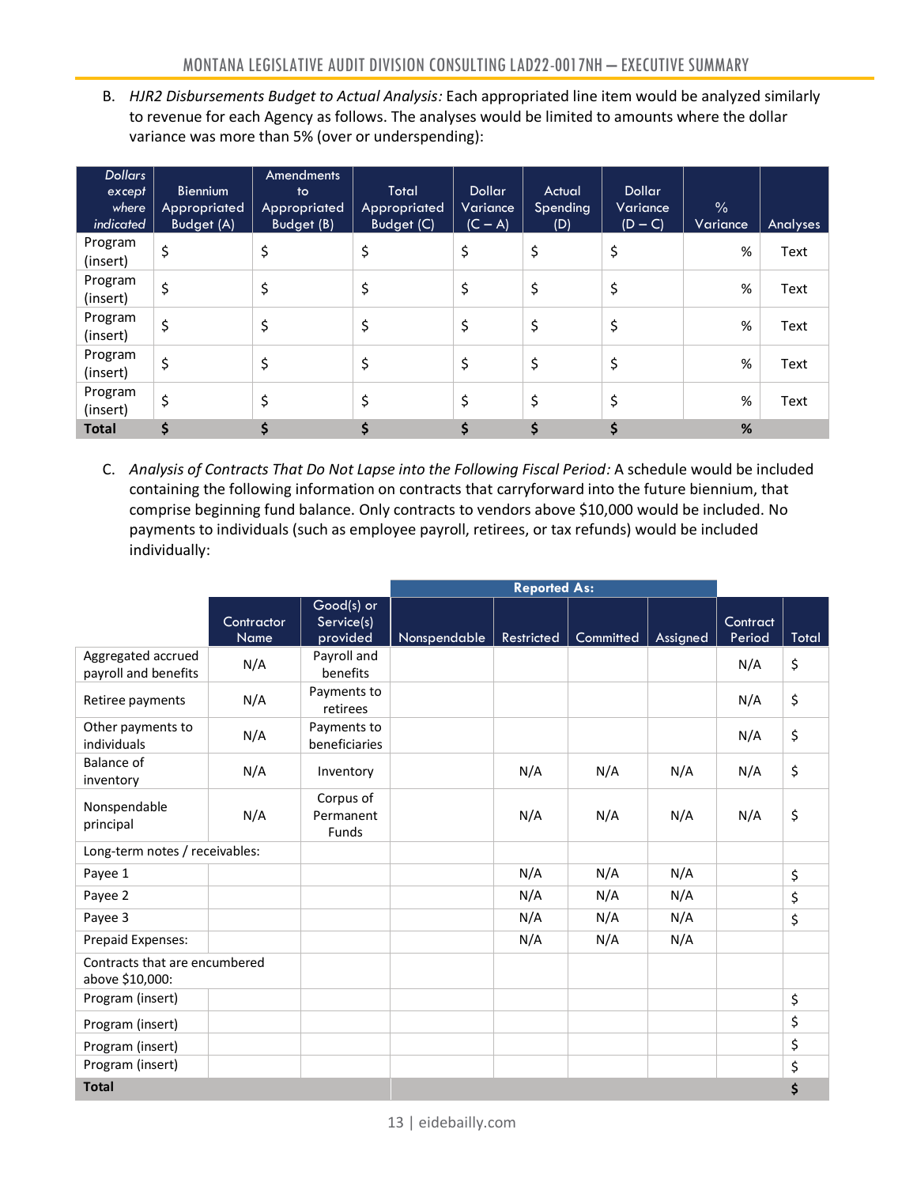B. *HJR2 Disbursements Budget to Actual Analysis:* Each appropriated line item would be analyzed similarly to revenue for each Agency as follows. The analyses would be limited to amounts where the dollar variance was more than 5% (over or underspending):

| *Dollars except where indicated* | Biennium Appropriated Budget (A) | Amendments to Appropriated Budget (B) | Total Appropriated Budget (C) | Dollar Variance (C – A) | Actual Spending (D) | Dollar Variance (D – C) | % Variance | Analyses |
|---|---|---|---|---|---|---|---|---|
| Program (insert) | $ | $ | $ | $ | $ | $ | % | Text |
| Program (insert) | $ | $ | $ | $ | $ | $ | % | Text |
| Program (insert) | $ | $ | $ | $ | $ | $ | % | Text |
| Program (insert) | $ | $ | $ | $ | $ | $ | % | Text |
| Program (insert) | $ | $ | $ | $ | $ | $ | % | Text |
| **Total** | **$** | **$** | **$** | **$** | **$** | **$** | **%** | |

C. *Analysis of Contracts That Do Not Lapse into the Following Fiscal Period:* A schedule would be included containing the following information on contracts that carryforward into the future biennium, that comprise beginning fund balance. Only contracts to vendors above $10,000 would be included. No payments to individuals (such as employee payroll, retirees, or tax refunds) would be included individually:

| | | | Reported As: | | | | | |
|---|---|---|---|---|---|---|---|---|
| | Contractor Name | Good(s) or Service(s) provided | Nonspendable | Restricted | Committed | Assigned | Contract Period | Total |
| Aggregated accrued payroll and benefits | N/A | Payroll and benefits | | | | | N/A | $ |
| Retiree payments | N/A | Payments to retirees | | | | | N/A | $ |
| Other payments to individuals | N/A | Payments to beneficiaries | | | | | N/A | $ |
| Balance of inventory | N/A | Inventory | | N/A | N/A | N/A | N/A | $ |
| Nonspendable principal | N/A | Corpus of Permanent Funds | | N/A | N/A | N/A | N/A | $ |
| Long-term notes / receivables: | | | | | | | | |
| Payee 1 | | | | N/A | N/A | N/A | | $ |
| Payee 2 | | | | N/A | N/A | N/A | | $ |
| Payee 3 | | | | N/A | N/A | N/A | | $ |
| Prepaid Expenses: | | | | N/A | N/A | N/A | | |
| Contracts that are encumbered above $10,000: | | | | | | | | |
| Program (insert) | | | | | | | | $ |
| Program (insert) | | | | | | | | $ |
| Program (insert) | | | | | | | | $ |
| Program (insert) | | | | | | | | $ |
| **Total** | | | | | | | | **$** |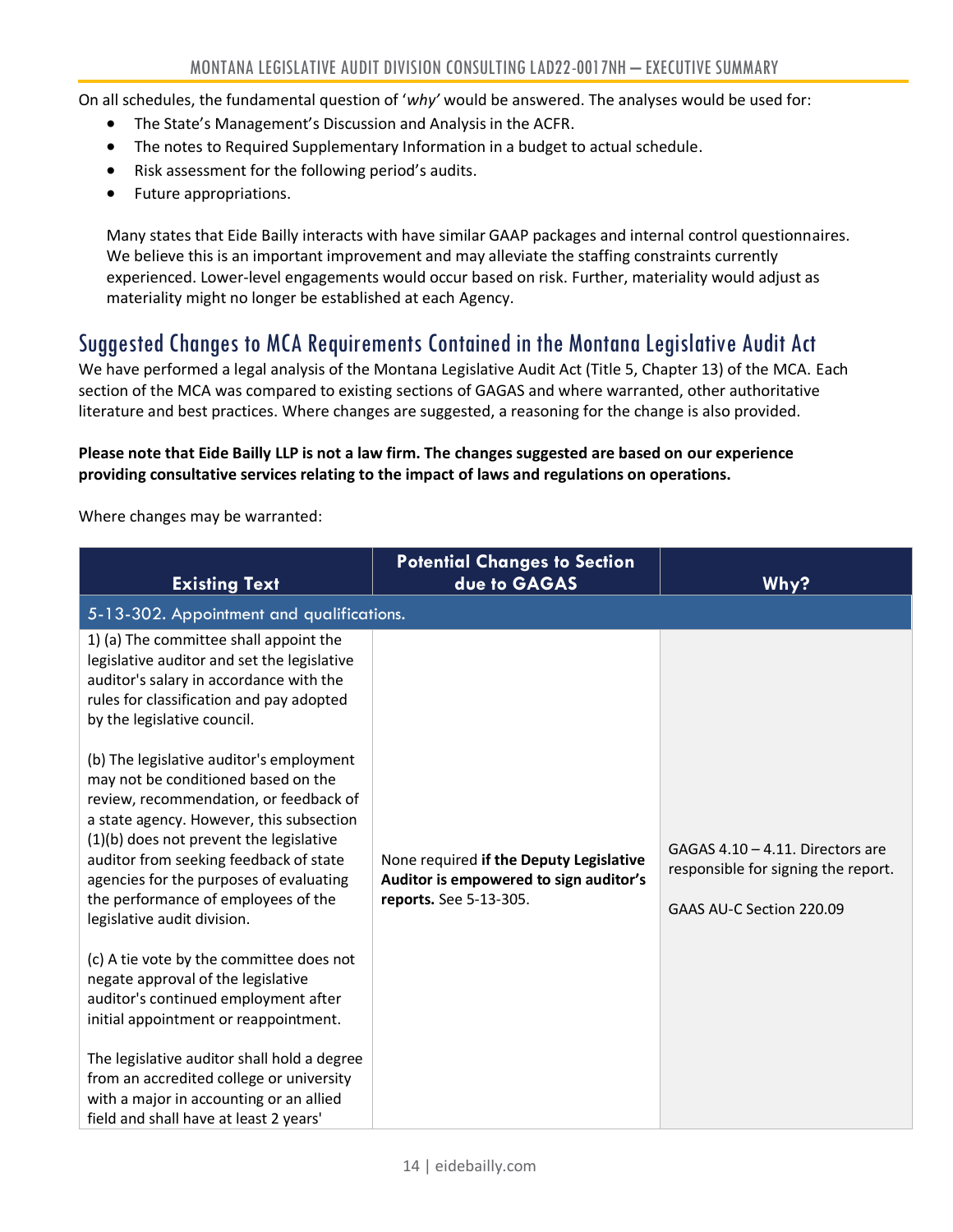On all schedules, the fundamental question of '*why*' would be answered. The analyses would be used for:

- The State's Management's Discussion and Analysis in the ACFR.
- The notes to Required Supplementary Information in a budget to actual schedule.
- Risk assessment for the following period's audits.
- Future appropriations.

Many states that Eide Bailly interacts with have similar GAAP packages and internal control questionnaires. We believe this is an important improvement and may alleviate the staffing constraints currently experienced. Lower-level engagements would occur based on risk. Further, materiality would adjust as materiality might no longer be established at each Agency.

## Suggested Changes to MCA Requirements Contained in the Montana Legislative Audit Act

We have performed a legal analysis of the Montana Legislative Audit Act (Title 5, Chapter 13) of the MCA. Each section of the MCA was compared to existing sections of GAGAS and where warranted, other authoritative literature and best practices. Where changes are suggested, a reasoning for the change is also provided.

**Please note that Eide Bailly LLP is not a law firm. The changes suggested are based on our experience providing consultative services relating to the impact of laws and regulations on operations.**

Where changes may be warranted:

| Existing Text | Potential Changes to Section due to GAGAS | Why? |
|---|---|---|
| 5-13-302. Appointment and qualifications. | | |
| 1) (a) The committee shall appoint the legislative auditor and set the legislative auditor's salary in accordance with the rules for classification and pay adopted by the legislative council.<br><br>(b) The legislative auditor's employment may not be conditioned based on the review, recommendation, or feedback of a state agency. However, this subsection (1)(b) does not prevent the legislative auditor from seeking feedback of state agencies for the purposes of evaluating the performance of employees of the legislative audit division.<br><br>(c) A tie vote by the committee does not negate approval of the legislative auditor's continued employment after initial appointment or reappointment.<br><br>The legislative auditor shall hold a degree from an accredited college or university with a major in accounting or an allied field and shall have at least 2 years' | None required **if the Deputy Legislative Auditor is empowered to sign auditor's reports.** See 5-13-305. | GAGAS 4.10 – 4.11. Directors are responsible for signing the report.<br><br>GAAS AU-C Section 220.09 |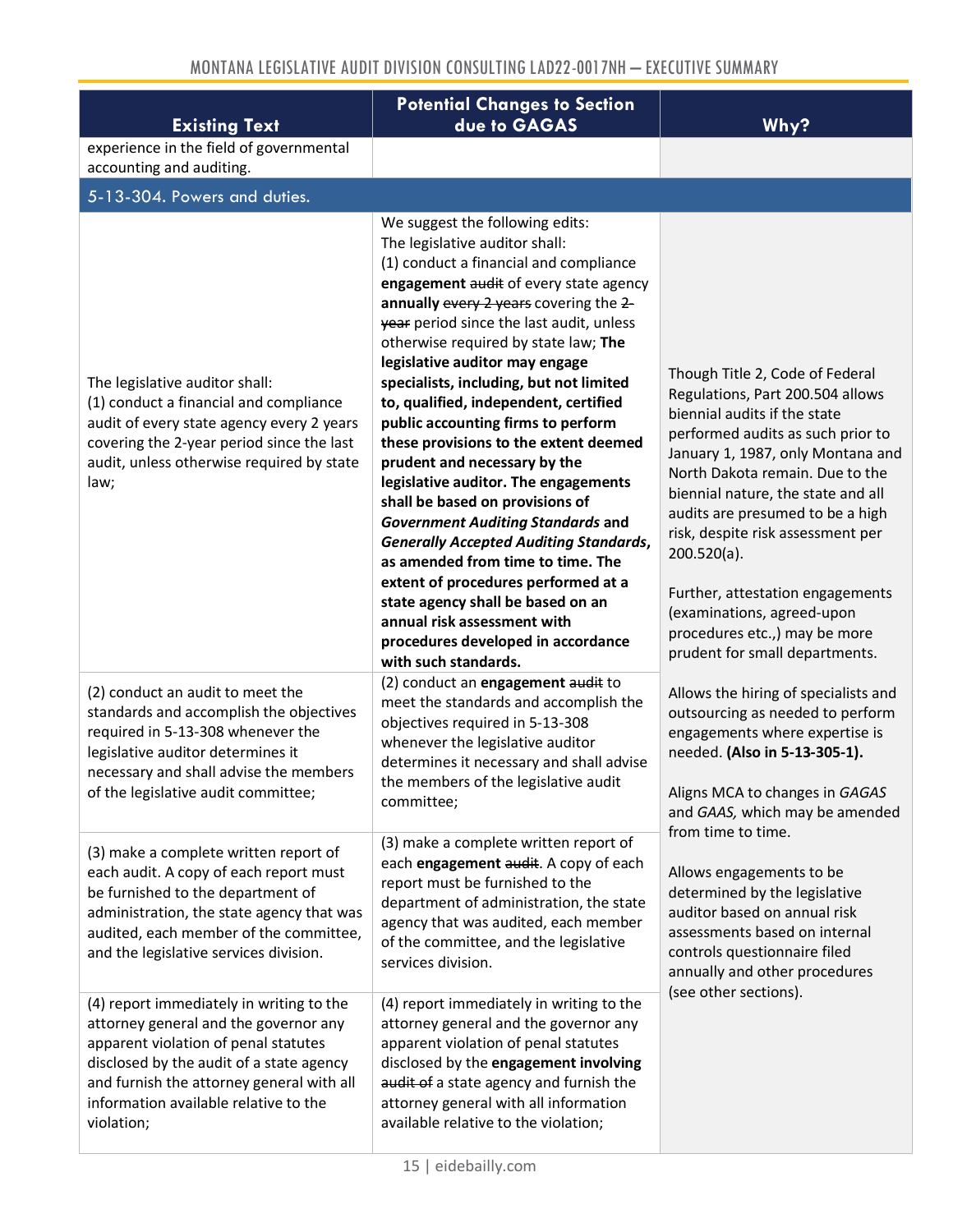| Existing Text | Potential Changes to Section due to GAGAS | Why? |
|---|---|---|
| experience in the field of governmental accounting and auditing. | | |
| **5-13-304. Powers and duties.** | | |
| The legislative auditor shall:<br>(1) conduct a financial and compliance audit of every state agency every 2 years covering the 2-year period since the last audit, unless otherwise required by state law; | We suggest the following edits:<br>The legislative auditor shall:<br>(1) conduct a financial and compliance **engagement** ~~audit~~ of every state agency **annually** ~~every 2 years~~ covering the ~~2-year~~ period since the last audit, unless otherwise required by state law; **The legislative auditor may engage specialists, including, but not limited to, qualified, independent, certified public accounting firms to perform these provisions to the extent deemed prudent and necessary by the legislative auditor. The engagements shall be based on provisions of *Government Auditing Standards* and *Generally Accepted Auditing Standards*, as amended from time to time. The extent of procedures performed at a state agency shall be based on an annual risk assessment with procedures developed in accordance with such standards.** | Though Title 2, Code of Federal Regulations, Part 200.504 allows biennial audits if the state performed audits as such prior to January 1, 1987, only Montana and North Dakota remain. Due to the biennial nature, the state and all audits are presumed to be a high risk, despite risk assessment per 200.520(a).<br><br>Further, attestation engagements (examinations, agreed-upon procedures etc.,) may be more prudent for small departments. |
| (2) conduct an audit to meet the standards and accomplish the objectives required in 5-13-308 whenever the legislative auditor determines it necessary and shall advise the members of the legislative audit committee; | (2) conduct an **engagement** ~~audit~~ to meet the standards and accomplish the objectives required in 5-13-308 whenever the legislative auditor determines it necessary and shall advise the members of the legislative audit committee; | Allows the hiring of specialists and outsourcing as needed to perform engagements where expertise is needed. **(Also in 5-13-305-1).**<br><br>Aligns MCA to changes in *GAGAS* and *GAAS,* which may be amended from time to time. |
| (3) make a complete written report of each audit. A copy of each report must be furnished to the department of administration, the state agency that was audited, each member of the committee, and the legislative services division. | (3) make a complete written report of each **engagement** ~~audit~~. A copy of each report must be furnished to the department of administration, the state agency that was audited, each member of the committee, and the legislative services division. | Allows engagements to be determined by the legislative auditor based on annual risk assessments based on internal controls questionnaire filed annually and other procedures (see other sections). |
| (4) report immediately in writing to the attorney general and the governor any apparent violation of penal statutes disclosed by the audit of a state agency and furnish the attorney general with all information available relative to the violation; | (4) report immediately in writing to the attorney general and the governor any apparent violation of penal statutes disclosed by the **engagement involving** ~~audit of~~ a state agency and furnish the attorney general with all information available relative to the violation; | |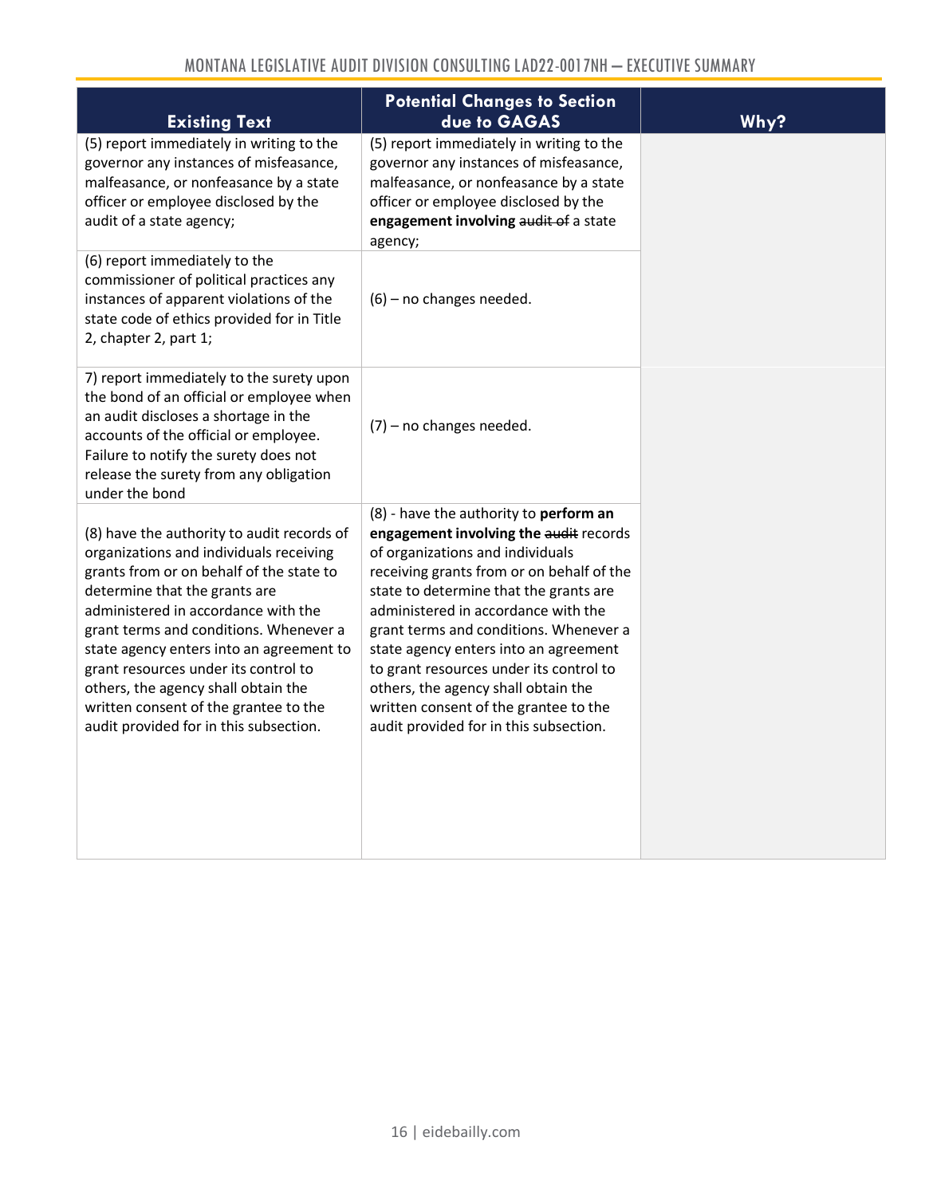| Existing Text | Potential Changes to Section due to GAGAS | Why? |
|---|---|---|
| (5) report immediately in writing to the governor any instances of misfeasance, malfeasance, or nonfeasance by a state officer or employee disclosed by the audit of a state agency; | (5) report immediately in writing to the governor any instances of misfeasance, malfeasance, or nonfeasance by a state officer or employee disclosed by the **engagement involving** ~~audit of~~ a state agency; | |
| (6) report immediately to the commissioner of political practices any instances of apparent violations of the state code of ethics provided for in Title 2, chapter 2, part 1; | (6) – no changes needed. | |
| 7) report immediately to the surety upon the bond of an official or employee when an audit discloses a shortage in the accounts of the official or employee. Failure to notify the surety does not release the surety from any obligation under the bond | (7) – no changes needed. | |
| (8) have the authority to audit records of organizations and individuals receiving grants from or on behalf of the state to determine that the grants are administered in accordance with the grant terms and conditions. Whenever a state agency enters into an agreement to grant resources under its control to others, the agency shall obtain the written consent of the grantee to the audit provided for in this subsection. | (8) - have the authority to **perform an engagement involving the** ~~audit~~ records of organizations and individuals receiving grants from or on behalf of the state to determine that the grants are administered in accordance with the grant terms and conditions. Whenever a state agency enters into an agreement to grant resources under its control to others, the agency shall obtain the written consent of the grantee to the audit provided for in this subsection. | |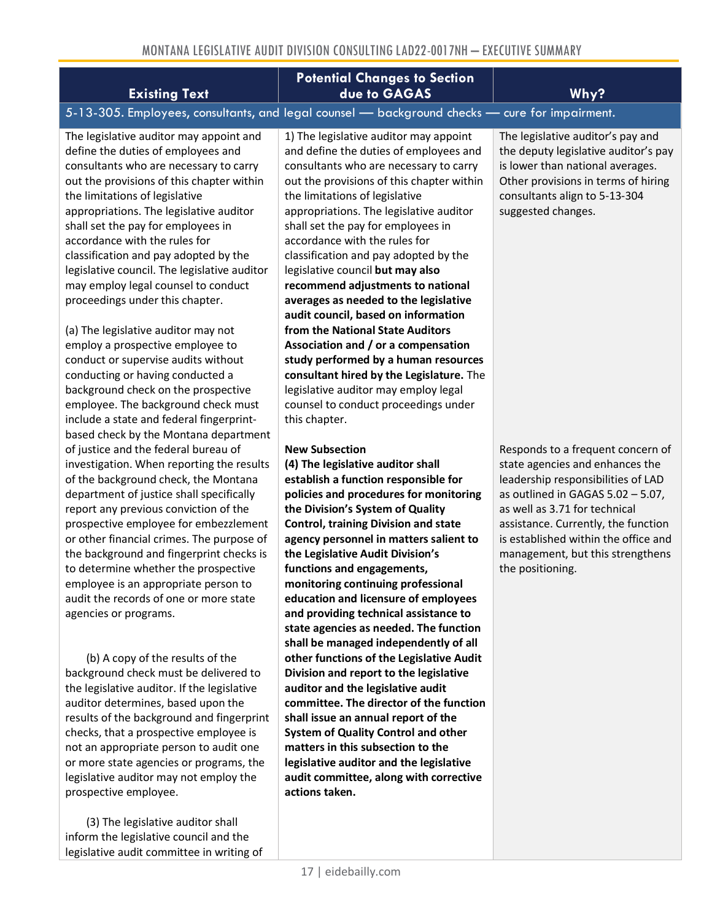| Existing Text | Potential Changes to Section due to GAGAS | Why? |
|---|---|---|
| 5-13-305. Employees, consultants, and legal counsel — background checks — cure for impairment. | | |
| The legislative auditor may appoint and define the duties of employees and consultants who are necessary to carry out the provisions of this chapter within the limitations of legislative appropriations. The legislative auditor shall set the pay for employees in accordance with the rules for classification and pay adopted by the legislative council. The legislative auditor may employ legal counsel to conduct proceedings under this chapter.<br><br>(a) The legislative auditor may not employ a prospective employee to conduct or supervise audits without conducting or having conducted a background check on the prospective employee. The background check must include a state and federal fingerprint-based check by the Montana department of justice and the federal bureau of investigation. When reporting the results of the background check, the Montana department of justice shall specifically report any previous conviction of the prospective employee for embezzlement or other financial crimes. The purpose of the background and fingerprint checks is to determine whether the prospective employee is an appropriate person to audit the records of one or more state agencies or programs.<br><br>(b) A copy of the results of the background check must be delivered to the legislative auditor. If the legislative auditor determines, based upon the results of the background and fingerprint checks, that a prospective employee is not an appropriate person to audit one or more state agencies or programs, the legislative auditor may not employ the prospective employee.<br><br>(3) The legislative auditor shall inform the legislative council and the legislative audit committee in writing of | 1) The legislative auditor may appoint and define the duties of employees and consultants who are necessary to carry out the provisions of this chapter within the limitations of legislative appropriations. The legislative auditor shall set the pay for employees in accordance with the rules for classification and pay adopted by the legislative council **but may also recommend adjustments to national averages as needed to the legislative audit council, based on information from the National State Auditors Association and / or a compensation study performed by a human resources consultant hired by the Legislature.** The legislative auditor may employ legal counsel to conduct proceedings under this chapter.<br><br>**New Subsection**<br>**(4) The legislative auditor shall establish a function responsible for policies and procedures for monitoring the Division's System of Quality Control, training Division and state agency personnel in matters salient to the Legislative Audit Division's functions and engagements, monitoring continuing professional education and licensure of employees and providing technical assistance to state agencies as needed. The function shall be managed independently of all other functions of the Legislative Audit Division and report to the legislative auditor and the legislative audit committee. The director of the function shall issue an annual report of the System of Quality Control and other matters in this subsection to the legislative auditor and the legislative audit committee, along with corrective actions taken.** | The legislative auditor's pay and the deputy legislative auditor's pay is lower than national averages. Other provisions in terms of hiring consultants align to 5-13-304 suggested changes.<br><br>Responds to a frequent concern of state agencies and enhances the leadership responsibilities of LAD as outlined in GAGAS 5.02 – 5.07, as well as 3.71 for technical assistance. Currently, the function is established within the office and management, but this strengthens the positioning. |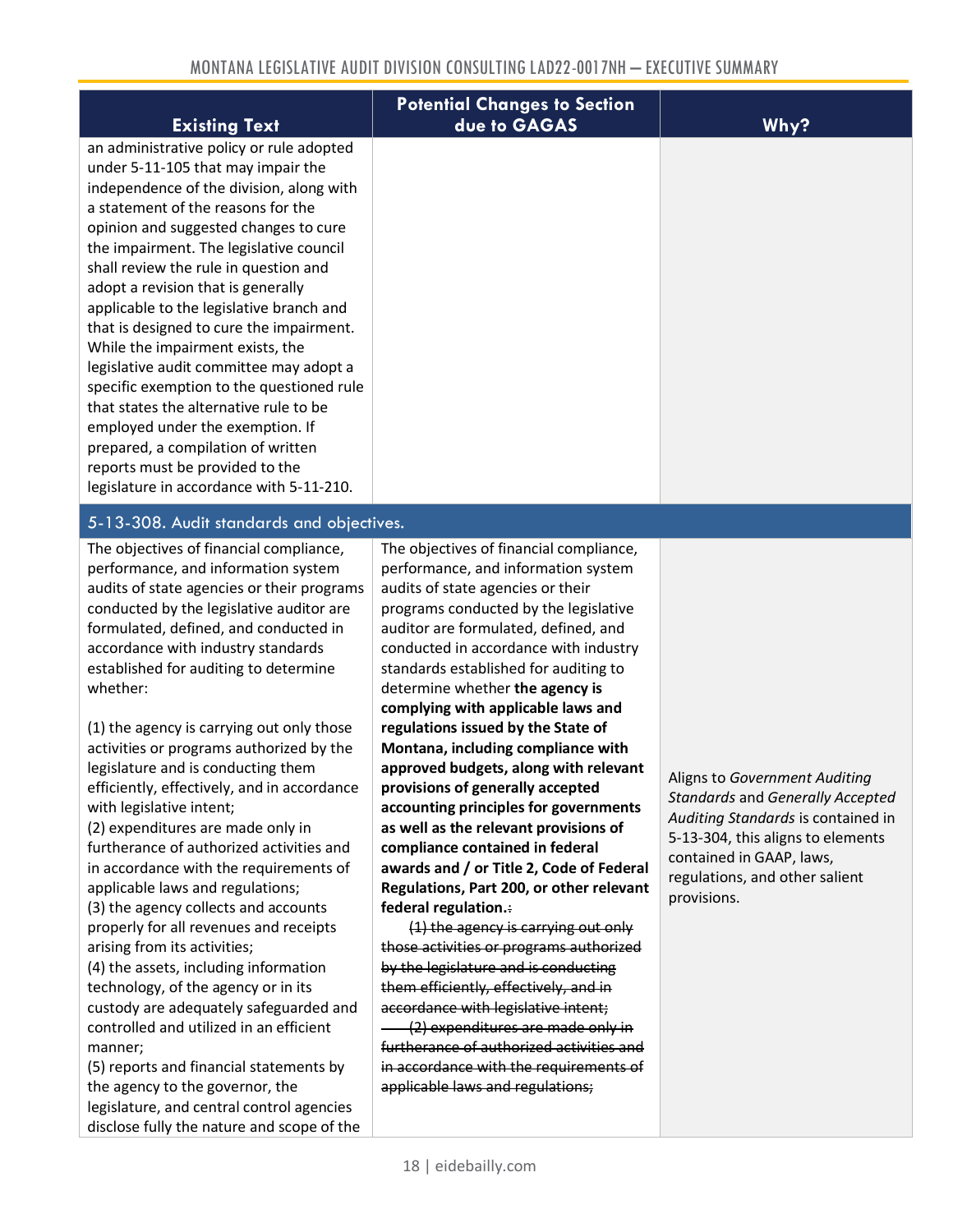| Existing Text | Potential Changes to Section due to GAGAS | Why? |
|---|---|---|
| an administrative policy or rule adopted under 5-11-105 that may impair the independence of the division, along with a statement of the reasons for the opinion and suggested changes to cure the impairment. The legislative council shall review the rule in question and adopt a revision that is generally applicable to the legislative branch and that is designed to cure the impairment. While the impairment exists, the legislative audit committee may adopt a specific exemption to the questioned rule that states the alternative rule to be employed under the exemption. If prepared, a compilation of written reports must be provided to the legislature in accordance with 5-11-210. | | |
| **5-13-308. Audit standards and objectives.** | | |
| The objectives of financial compliance, performance, and information system audits of state agencies or their programs conducted by the legislative auditor are formulated, defined, and conducted in accordance with industry standards established for auditing to determine whether:<br><br>(1) the agency is carrying out only those activities or programs authorized by the legislature and is conducting them efficiently, effectively, and in accordance with legislative intent;<br>(2) expenditures are made only in furtherance of authorized activities and in accordance with the requirements of applicable laws and regulations;<br>(3) the agency collects and accounts properly for all revenues and receipts arising from its activities;<br>(4) the assets, including information technology, of the agency or in its custody are adequately safeguarded and controlled and utilized in an efficient manner;<br>(5) reports and financial statements by the agency to the governor, the legislature, and central control agencies disclose fully the nature and scope of the | The objectives of financial compliance, performance, and information system audits of state agencies or their programs conducted by the legislative auditor are formulated, defined, and conducted in accordance with industry standards established for auditing to determine whether **the agency is complying with applicable laws and regulations issued by the State of Montana, including compliance with approved budgets, along with relevant provisions of generally accepted accounting principles for governments as well as the relevant provisions of compliance contained in federal awards and / or Title 2, Code of Federal Regulations, Part 200, or other relevant federal regulation.**~~:~~<br>~~(1) the agency is carrying out only those activities or programs authorized by the legislature and is conducting them efficiently, effectively, and in accordance with legislative intent;~~<br>~~(2) expenditures are made only in furtherance of authorized activities and in accordance with the requirements of applicable laws and regulations;~~ | Aligns to *Government Auditing Standards* and *Generally Accepted Auditing Standards* is contained in 5-13-304, this aligns to elements contained in GAAP, laws, regulations, and other salient provisions. |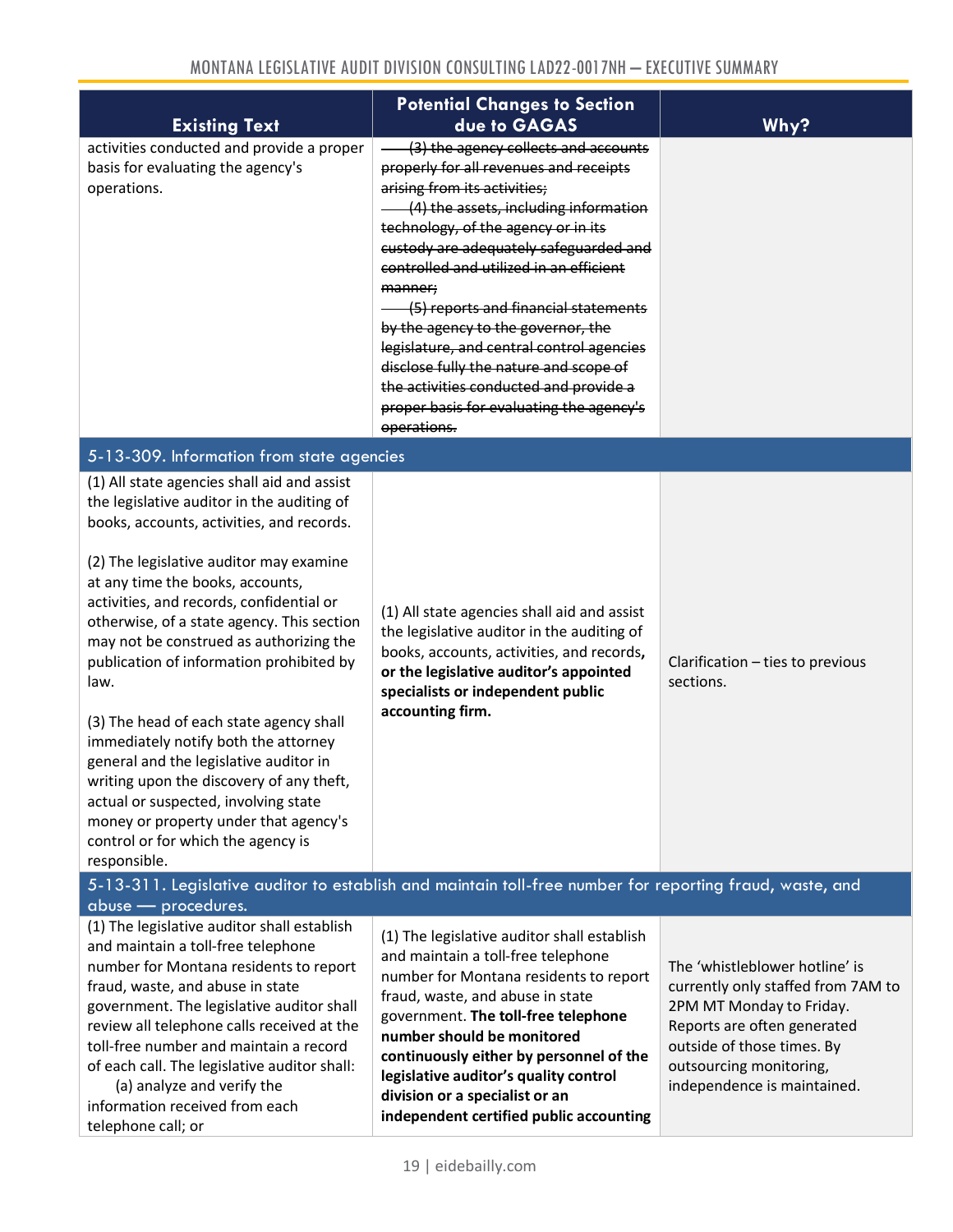| Existing Text | Potential Changes to Section due to GAGAS | Why? |
|---|---|---|
| activities conducted and provide a proper basis for evaluating the agency's operations. | ~~(3) the agency collects and accounts properly for all revenues and receipts arising from its activities;~~<br>~~(4) the assets, including information technology, of the agency or in its custody are adequately safeguarded and controlled and utilized in an efficient manner;~~<br>~~(5) reports and financial statements by the agency to the governor, the legislature, and central control agencies disclose fully the nature and scope of the activities conducted and provide a proper basis for evaluating the agency's operations.~~ | |
| **5-13-309. Information from state agencies** | | |
| (1) All state agencies shall aid and assist the legislative auditor in the auditing of books, accounts, activities, and records.<br><br>(2) The legislative auditor may examine at any time the books, accounts, activities, and records, confidential or otherwise, of a state agency. This section may not be construed as authorizing the publication of information prohibited by law.<br><br>(3) The head of each state agency shall immediately notify both the attorney general and the legislative auditor in writing upon the discovery of any theft, actual or suspected, involving state money or property under that agency's control or for which the agency is responsible. | (1) All state agencies shall aid and assist the legislative auditor in the auditing of books, accounts, activities, and records**, or the legislative auditor's appointed specialists or independent public accounting firm.** | Clarification – ties to previous sections. |
| **5-13-311. Legislative auditor to establish and maintain toll-free number for reporting fraud, waste, and abuse — procedures.** | | |
| (1) The legislative auditor shall establish and maintain a toll-free telephone number for Montana residents to report fraud, waste, and abuse in state government. The legislative auditor shall review all telephone calls received at the toll-free number and maintain a record of each call. The legislative auditor shall:<br>(a) analyze and verify the information received from each telephone call; or | (1) The legislative auditor shall establish and maintain a toll-free telephone number for Montana residents to report fraud, waste, and abuse in state government. **The toll-free telephone number should be monitored continuously either by personnel of the legislative auditor's quality control division or a specialist or an independent certified public accounting** | The 'whistleblower hotline' is currently only staffed from 7AM to 2PM MT Monday to Friday. Reports are often generated outside of those times. By outsourcing monitoring, independence is maintained. |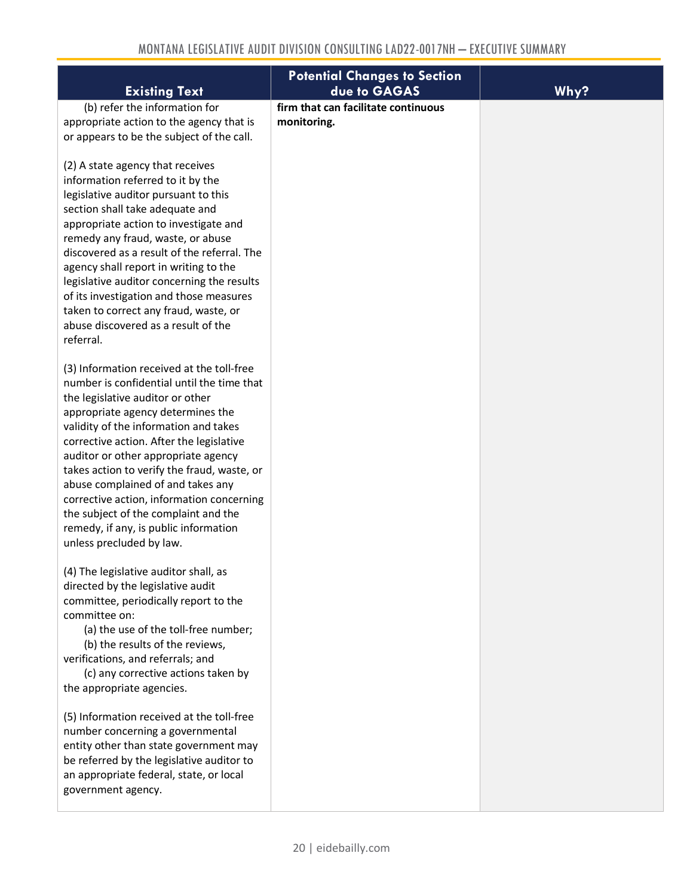| Existing Text | Potential Changes to Section due to GAGAS | Why? |
|---|---|---|
| (b) refer the information for appropriate action to the agency that is or appears to be the subject of the call.<br><br>(2) A state agency that receives information referred to it by the legislative auditor pursuant to this section shall take adequate and appropriate action to investigate and remedy any fraud, waste, or abuse discovered as a result of the referral. The agency shall report in writing to the legislative auditor concerning the results of its investigation and those measures taken to correct any fraud, waste, or abuse discovered as a result of the referral.<br><br>(3) Information received at the toll-free number is confidential until the time that the legislative auditor or other appropriate agency determines the validity of the information and takes corrective action. After the legislative auditor or other appropriate agency takes action to verify the fraud, waste, or abuse complained of and takes any corrective action, information concerning the subject of the complaint and the remedy, if any, is public information unless precluded by law.<br><br>(4) The legislative auditor shall, as directed by the legislative audit committee, periodically report to the committee on:<br>(a) the use of the toll-free number;<br>(b) the results of the reviews, verifications, and referrals; and<br>(c) any corrective actions taken by the appropriate agencies.<br><br>(5) Information received at the toll-free number concerning a governmental entity other than state government may be referred by the legislative auditor to an appropriate federal, state, or local government agency. | **firm that can facilitate continuous monitoring.** | |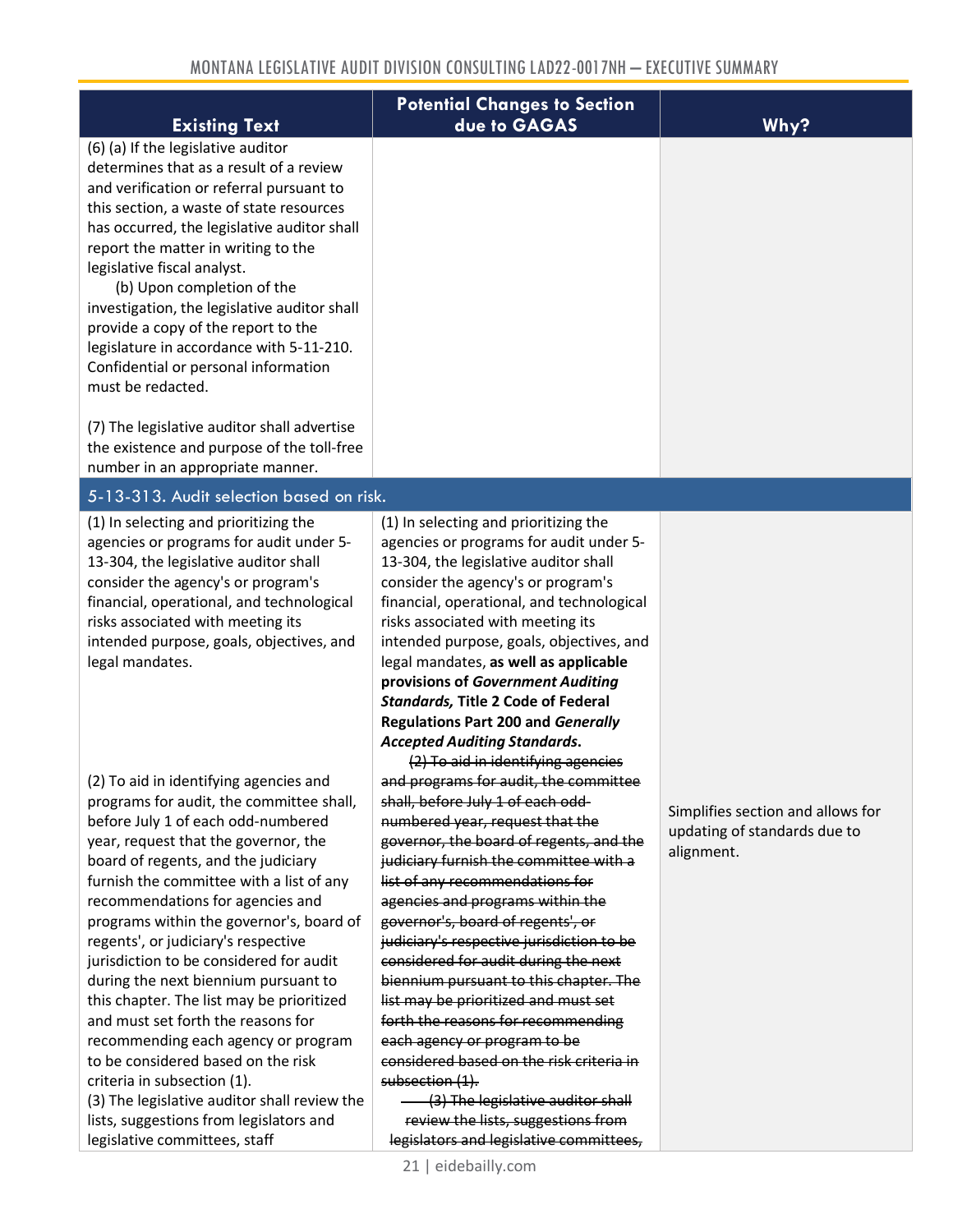| Existing Text | Potential Changes to Section due to GAGAS | Why? |
|---|---|---|
| (6) (a) If the legislative auditor determines that as a result of a review and verification or referral pursuant to this section, a waste of state resources has occurred, the legislative auditor shall report the matter in writing to the legislative fiscal analyst.<br>(b) Upon completion of the investigation, the legislative auditor shall provide a copy of the report to the legislature in accordance with 5-11-210. Confidential or personal information must be redacted.<br><br>(7) The legislative auditor shall advertise the existence and purpose of the toll-free number in an appropriate manner. | | |
| **5-13-313. Audit selection based on risk.** | | |
| (1) In selecting and prioritizing the agencies or programs for audit under 5-13-304, the legislative auditor shall consider the agency's or program's financial, operational, and technological risks associated with meeting its intended purpose, goals, objectives, and legal mandates.<br><br>(2) To aid in identifying agencies and programs for audit, the committee shall, before July 1 of each odd-numbered year, request that the governor, the board of regents, and the judiciary furnish the committee with a list of any recommendations for agencies and programs within the governor's, board of regents', or judiciary's respective jurisdiction to be considered for audit during the next biennium pursuant to this chapter. The list may be prioritized and must set forth the reasons for recommending each agency or program to be considered based on the risk criteria in subsection (1).<br>(3) The legislative auditor shall review the lists, suggestions from legislators and legislative committees, staff | (1) In selecting and prioritizing the agencies or programs for audit under 5-13-304, the legislative auditor shall consider the agency's or program's financial, operational, and technological risks associated with meeting its intended purpose, goals, objectives, and legal mandates, **as well as applicable provisions of *Government Auditing Standards,* Title 2 Code of Federal Regulations Part 200 and *Generally Accepted Auditing Standards*.**<br>~~(2) To aid in identifying agencies and programs for audit, the committee shall, before July 1 of each odd-numbered year, request that the governor, the board of regents, and the judiciary furnish the committee with a list of any recommendations for agencies and programs within the governor's, board of regents', or judiciary's respective jurisdiction to be considered for audit during the next biennium pursuant to this chapter. The list may be prioritized and must set forth the reasons for recommending each agency or program to be considered based on the risk criteria in subsection (1).~~<br>~~(3) The legislative auditor shall review the lists, suggestions from legislators and legislative committees,~~ | Simplifies section and allows for updating of standards due to alignment. |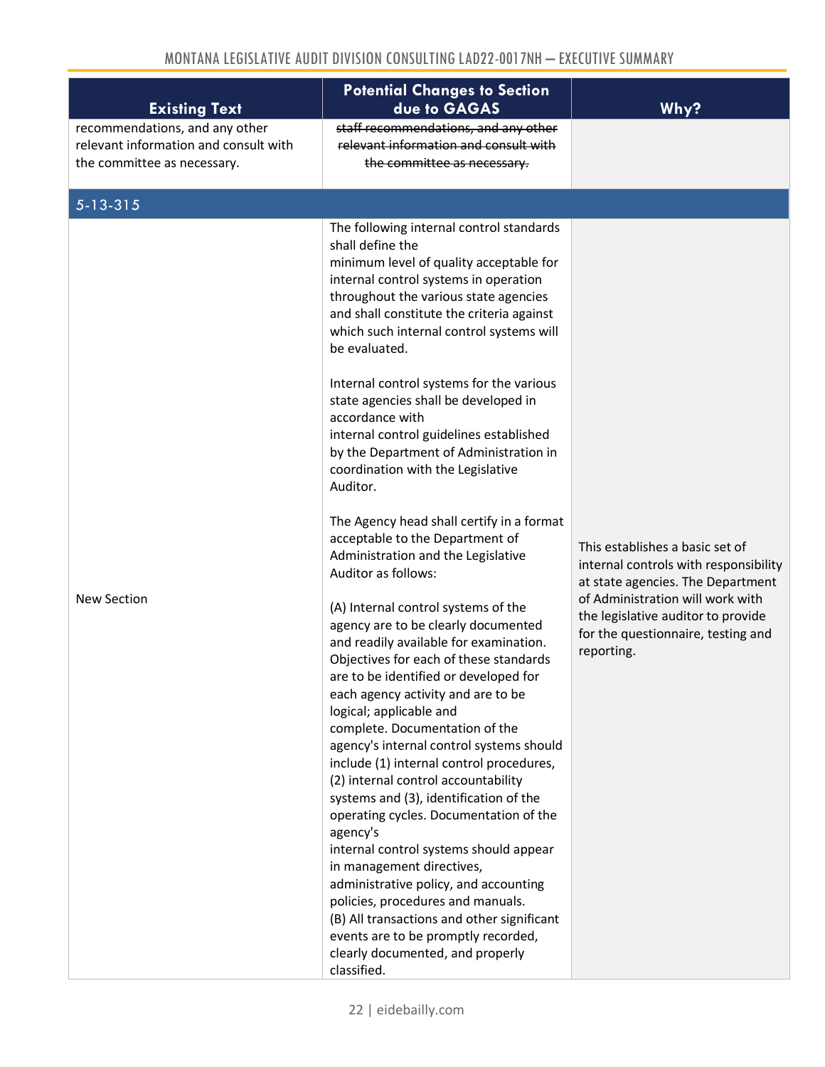| Existing Text | Potential Changes to Section due to GAGAS | Why? |
|---|---|---|
| recommendations, and any other relevant information and consult with the committee as necessary. | ~~staff recommendations, and any other relevant information and consult with the committee as necessary.~~ | |
| **5-13-315** | | |
| New Section | The following internal control standards shall define the minimum level of quality acceptable for internal control systems in operation throughout the various state agencies and shall constitute the criteria against which such internal control systems will be evaluated.<br><br>Internal control systems for the various state agencies shall be developed in accordance with internal control guidelines established by the Department of Administration in coordination with the Legislative Auditor.<br><br>The Agency head shall certify in a format acceptable to the Department of Administration and the Legislative Auditor as follows:<br><br>(A) Internal control systems of the agency are to be clearly documented and readily available for examination. Objectives for each of these standards are to be identified or developed for each agency activity and are to be logical; applicable and complete. Documentation of the agency's internal control systems should include (1) internal control procedures, (2) internal control accountability systems and (3), identification of the operating cycles. Documentation of the agency's internal control systems should appear in management directives, administrative policy, and accounting policies, procedures and manuals.<br>(B) All transactions and other significant events are to be promptly recorded, clearly documented, and properly classified. | This establishes a basic set of internal controls with responsibility at state agencies. The Department of Administration will work with the legislative auditor to provide for the questionnaire, testing and reporting. |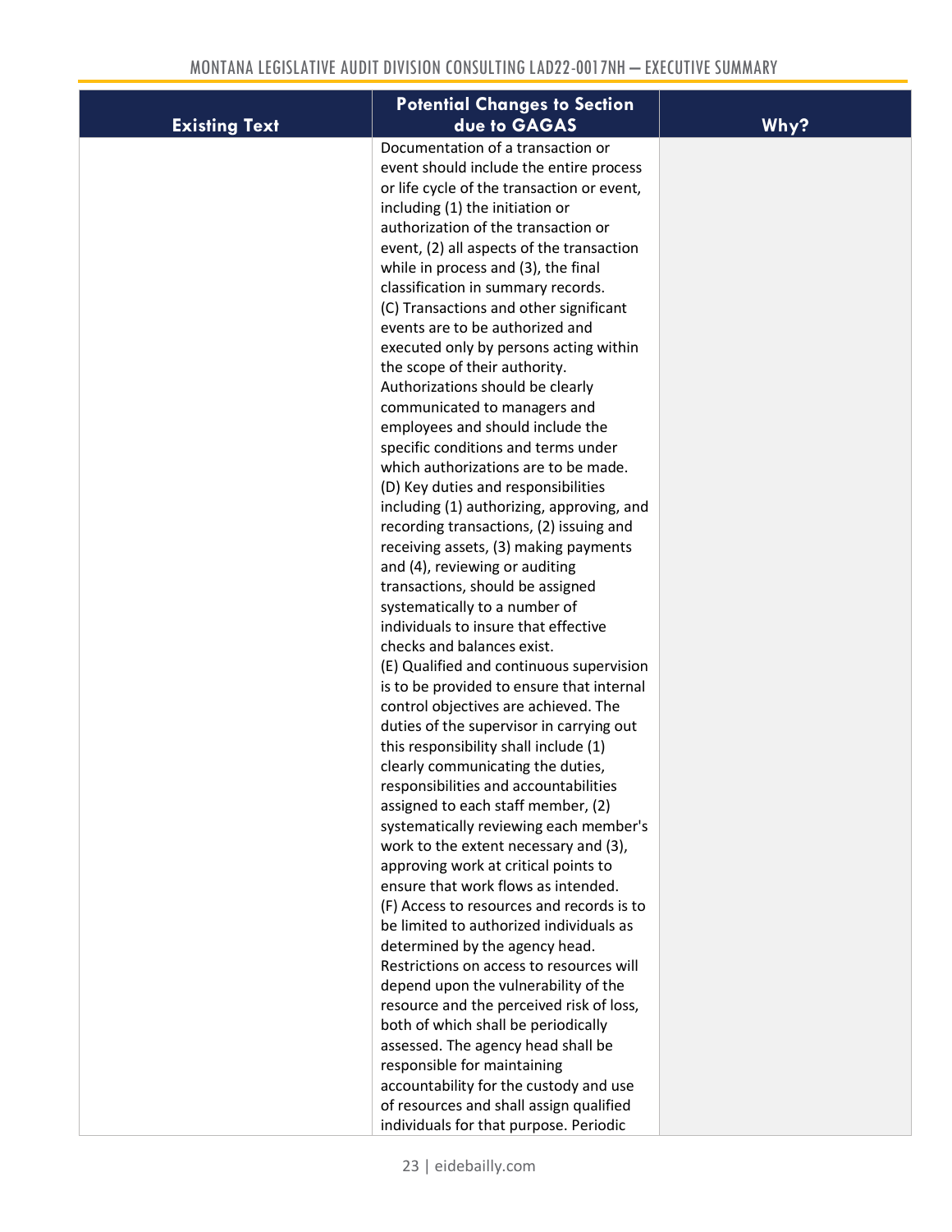| Existing Text | Potential Changes to Section due to GAGAS | Why? |
|---|---|---|
| | Documentation of a transaction or event should include the entire process or life cycle of the transaction or event, including (1) the initiation or authorization of the transaction or event, (2) all aspects of the transaction while in process and (3), the final classification in summary records.<br>(C) Transactions and other significant events are to be authorized and executed only by persons acting within the scope of their authority. Authorizations should be clearly communicated to managers and employees and should include the specific conditions and terms under which authorizations are to be made.<br>(D) Key duties and responsibilities including (1) authorizing, approving, and recording transactions, (2) issuing and receiving assets, (3) making payments and (4), reviewing or auditing transactions, should be assigned systematically to a number of individuals to insure that effective checks and balances exist.<br>(E) Qualified and continuous supervision is to be provided to ensure that internal control objectives are achieved. The duties of the supervisor in carrying out this responsibility shall include (1) clearly communicating the duties, responsibilities and accountabilities assigned to each staff member, (2) systematically reviewing each member's work to the extent necessary and (3), approving work at critical points to ensure that work flows as intended.<br>(F) Access to resources and records is to be limited to authorized individuals as determined by the agency head. Restrictions on access to resources will depend upon the vulnerability of the resource and the perceived risk of loss, both of which shall be periodically assessed. The agency head shall be responsible for maintaining accountability for the custody and use of resources and shall assign qualified individuals for that purpose. Periodic | |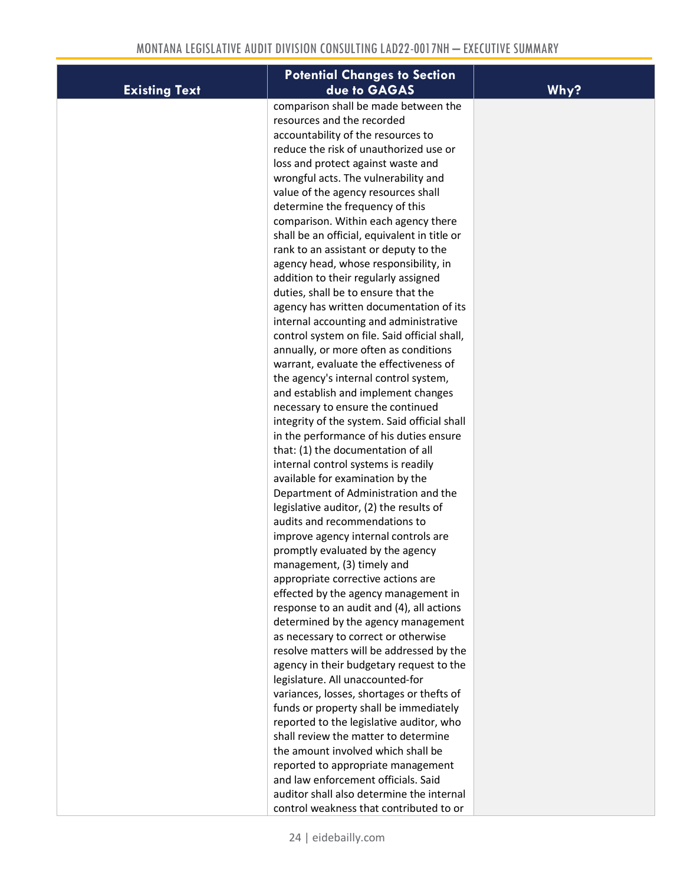| Existing Text | Potential Changes to Section due to GAGAS | Why? |
|---|---|---|
| | comparison shall be made between the resources and the recorded accountability of the resources to reduce the risk of unauthorized use or loss and protect against waste and wrongful acts. The vulnerability and value of the agency resources shall determine the frequency of this comparison. Within each agency there shall be an official, equivalent in title or rank to an assistant or deputy to the agency head, whose responsibility, in addition to their regularly assigned duties, shall be to ensure that the agency has written documentation of its internal accounting and administrative control system on file. Said official shall, annually, or more often as conditions warrant, evaluate the effectiveness of the agency's internal control system, and establish and implement changes necessary to ensure the continued integrity of the system. Said official shall in the performance of his duties ensure that: (1) the documentation of all internal control systems is readily available for examination by the Department of Administration and the legislative auditor, (2) the results of audits and recommendations to improve agency internal controls are promptly evaluated by the agency management, (3) timely and appropriate corrective actions are effected by the agency management in response to an audit and (4), all actions determined by the agency management as necessary to correct or otherwise resolve matters will be addressed by the agency in their budgetary request to the legislature. All unaccounted-for variances, losses, shortages or thefts of funds or property shall be immediately reported to the legislative auditor, who shall review the matter to determine the amount involved which shall be reported to appropriate management and law enforcement officials. Said auditor shall also determine the internal control weakness that contributed to or | |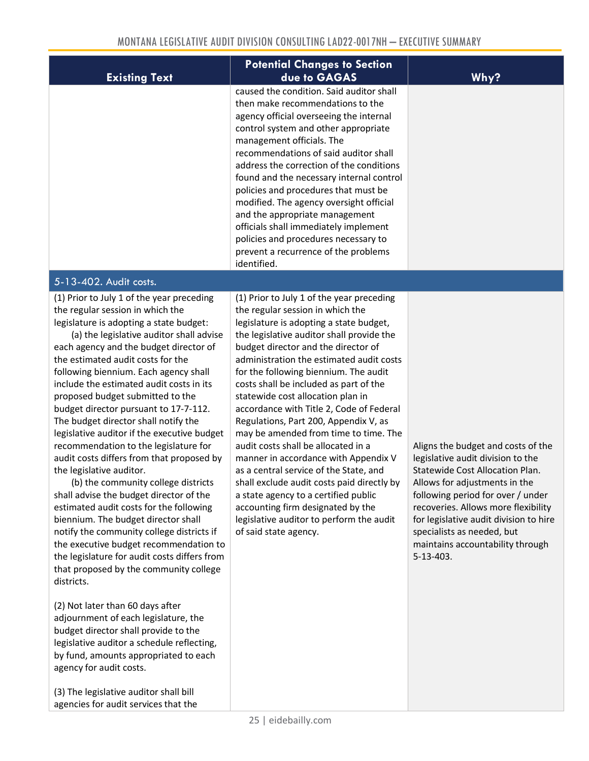| Existing Text | Potential Changes to Section due to GAGAS | Why? |
|---|---|---|
| | caused the condition. Said auditor shall then make recommendations to the agency official overseeing the internal control system and other appropriate management officials. The recommendations of said auditor shall address the correction of the conditions found and the necessary internal control policies and procedures that must be modified. The agency oversight official and the appropriate management officials shall immediately implement policies and procedures necessary to prevent a recurrence of the problems identified. | |
| **5-13-402. Audit costs.** | | |
| (1) Prior to July 1 of the year preceding the regular session in which the legislature is adopting a state budget:<br>(a) the legislative auditor shall advise each agency and the budget director of the estimated audit costs for the following biennium. Each agency shall include the estimated audit costs in its proposed budget submitted to the budget director pursuant to 17-7-112. The budget director shall notify the legislative auditor if the executive budget recommendation to the legislature for audit costs differs from that proposed by the legislative auditor.<br>(b) the community college districts shall advise the budget director of the estimated audit costs for the following biennium. The budget director shall notify the community college districts if the executive budget recommendation to the legislature for audit costs differs from that proposed by the community college districts.<br><br>(2) Not later than 60 days after adjournment of each legislature, the budget director shall provide to the legislative auditor a schedule reflecting, by fund, amounts appropriated to each agency for audit costs.<br><br>(3) The legislative auditor shall bill agencies for audit services that the | (1) Prior to July 1 of the year preceding the regular session in which the legislature is adopting a state budget, the legislative auditor shall provide the budget director and the director of administration the estimated audit costs for the following biennium. The audit costs shall be included as part of the statewide cost allocation plan in accordance with Title 2, Code of Federal Regulations, Part 200, Appendix V, as may be amended from time to time. The audit costs shall be allocated in a manner in accordance with Appendix V as a central service of the State, and shall exclude audit costs paid directly by a state agency to a certified public accounting firm designated by the legislative auditor to perform the audit of said state agency. | Aligns the budget and costs of the legislative audit division to the Statewide Cost Allocation Plan. Allows for adjustments in the following period for over / under recoveries. Allows more flexibility for legislative audit division to hire specialists as needed, but maintains accountability through 5-13-403. |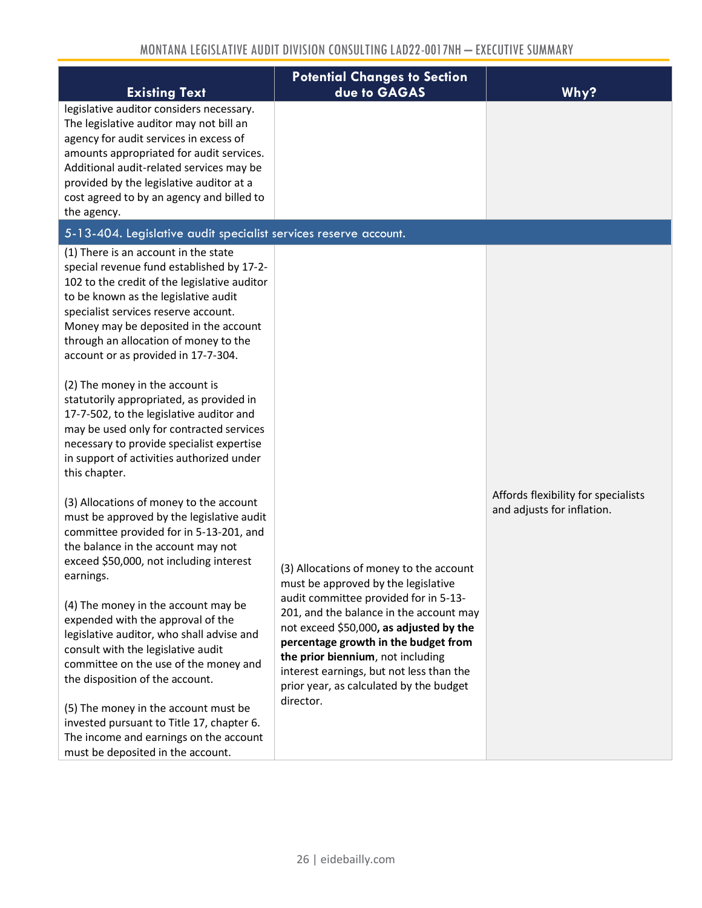| Existing Text | Potential Changes to Section due to GAGAS | Why? |
|---|---|---|
| legislative auditor considers necessary. The legislative auditor may not bill an agency for audit services in excess of amounts appropriated for audit services. Additional audit-related services may be provided by the legislative auditor at a cost agreed to by an agency and billed to the agency. | | |
| **5-13-404. Legislative audit specialist services reserve account.** | | |
| (1) There is an account in the state special revenue fund established by 17-2-102 to the credit of the legislative auditor to be known as the legislative audit specialist services reserve account. Money may be deposited in the account through an allocation of money to the account or as provided in 17-7-304.<br><br>(2) The money in the account is statutorily appropriated, as provided in 17-7-502, to the legislative auditor and may be used only for contracted services necessary to provide specialist expertise in support of activities authorized under this chapter.<br><br>(3) Allocations of money to the account must be approved by the legislative audit committee provided for in 5-13-201, and the balance in the account may not exceed $50,000, not including interest earnings.<br><br>(4) The money in the account may be expended with the approval of the legislative auditor, who shall advise and consult with the legislative audit committee on the use of the money and the disposition of the account.<br><br>(5) The money in the account must be invested pursuant to Title 17, chapter 6. The income and earnings on the account must be deposited in the account. | (3) Allocations of money to the account must be approved by the legislative audit committee provided for in 5-13-201, and the balance in the account may not exceed $50,000**, as adjusted by the percentage growth in the budget from the prior biennium**, not including interest earnings, but not less than the prior year, as calculated by the budget director. | Affords flexibility for specialists and adjusts for inflation. |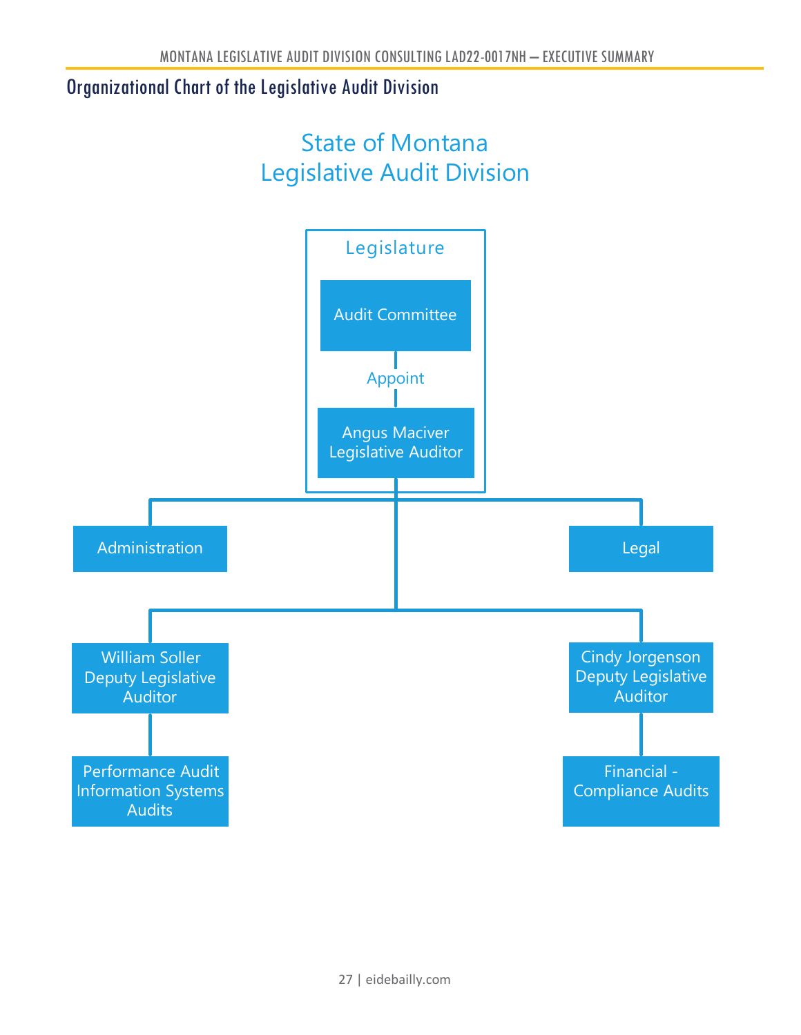## Organizational Chart of the Legislative Audit Division

State of Montana
Legislative Audit Division

- Legislature
  - Audit Committee
    - Appoint
  - Angus Maciver, Legislative Auditor
    - Administration
    - Legal
    - William Soller, Deputy Legislative Auditor
      - Performance Audit, Information Systems Audits
    - Cindy Jorgenson, Deputy Legislative Auditor
      - Financial - Compliance Audits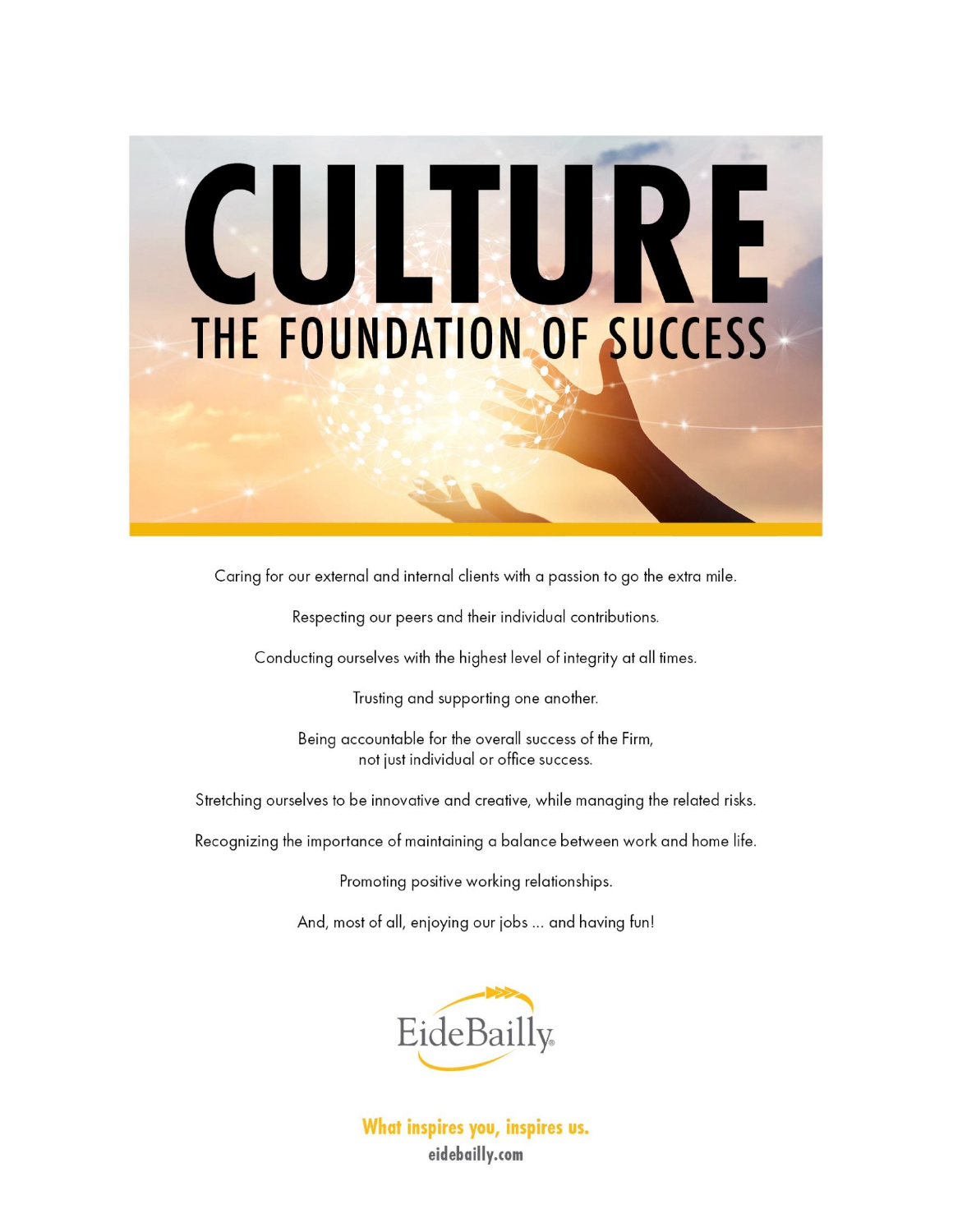# CULTURE

## THE FOUNDATION OF SUCCESS

Caring for our external and internal clients with a passion to go the extra mile.

Respecting our peers and their individual contributions.

Conducting ourselves with the highest level of integrity at all times.

Trusting and supporting one another.

Being accountable for the overall success of the Firm, not just individual or office success.

Stretching ourselves to be innovative and creative, while managing the related risks.

Recognizing the importance of maintaining a balance between work and home life.

Promoting positive working relationships.

And, most of all, enjoying our jobs ... and having fun!

EideBailly®

**What inspires you, inspires us.**

**eidebailly.com**